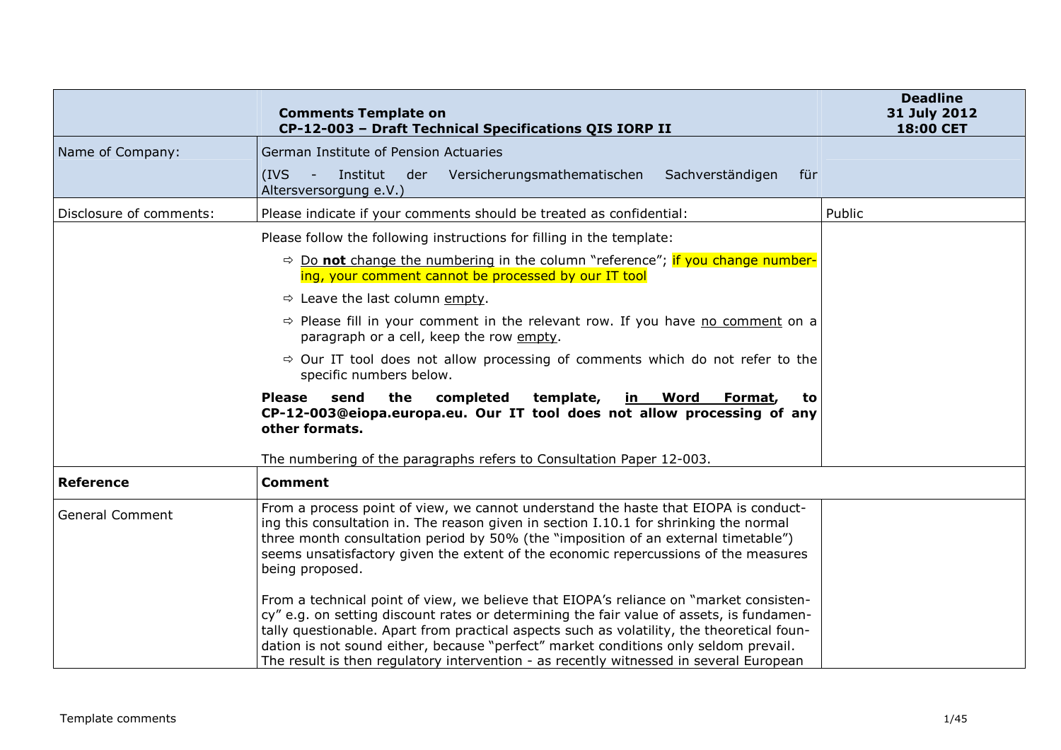| | **Comments Template on CP-12-003 – Draft Technical Specifications QIS IORP II** | **Deadline 31 July 2012 18:00 CET** |
|---|---|---|
| Name of Company: | German Institute of Pension Actuaries<br><br>(IVS - Institut der Versicherungsmathematischen Sachverständigen für Altersversorgung e.V.) | |
| Disclosure of comments: | Please indicate if your comments should be treated as confidential: | Public |
| | Please follow the following instructions for filling in the template:<br><br>⇨ Do **not** change the numbering in the column "reference"; if you change numbering, your comment cannot be processed by our IT tool<br><br>⇨ Leave the last column empty.<br><br>⇨ Please fill in your comment in the relevant row. If you have no comment on a paragraph or a cell, keep the row empty.<br><br>⇨ Our IT tool does not allow processing of comments which do not refer to the specific numbers below.<br><br>**Please send the completed template, in Word Format, to CP-12-003@eiopa.europa.eu. Our IT tool does not allow processing of any other formats.**<br><br>The numbering of the paragraphs refers to Consultation Paper 12-003. | |
| **Reference** | **Comment** | |
| General Comment | From a process point of view, we cannot understand the haste that EIOPA is conducting this consultation in. The reason given in section I.10.1 for shrinking the normal three month consultation period by 50% (the "imposition of an external timetable") seems unsatisfactory given the extent of the economic repercussions of the measures being proposed.<br><br>From a technical point of view, we believe that EIOPA's reliance on "market consistency" e.g. on setting discount rates or determining the fair value of assets, is fundamentally questionable. Apart from practical aspects such as volatility, the theoretical foundation is not sound either, because "perfect" market conditions only seldom prevail. The result is then regulatory intervention - as recently witnessed in several European | |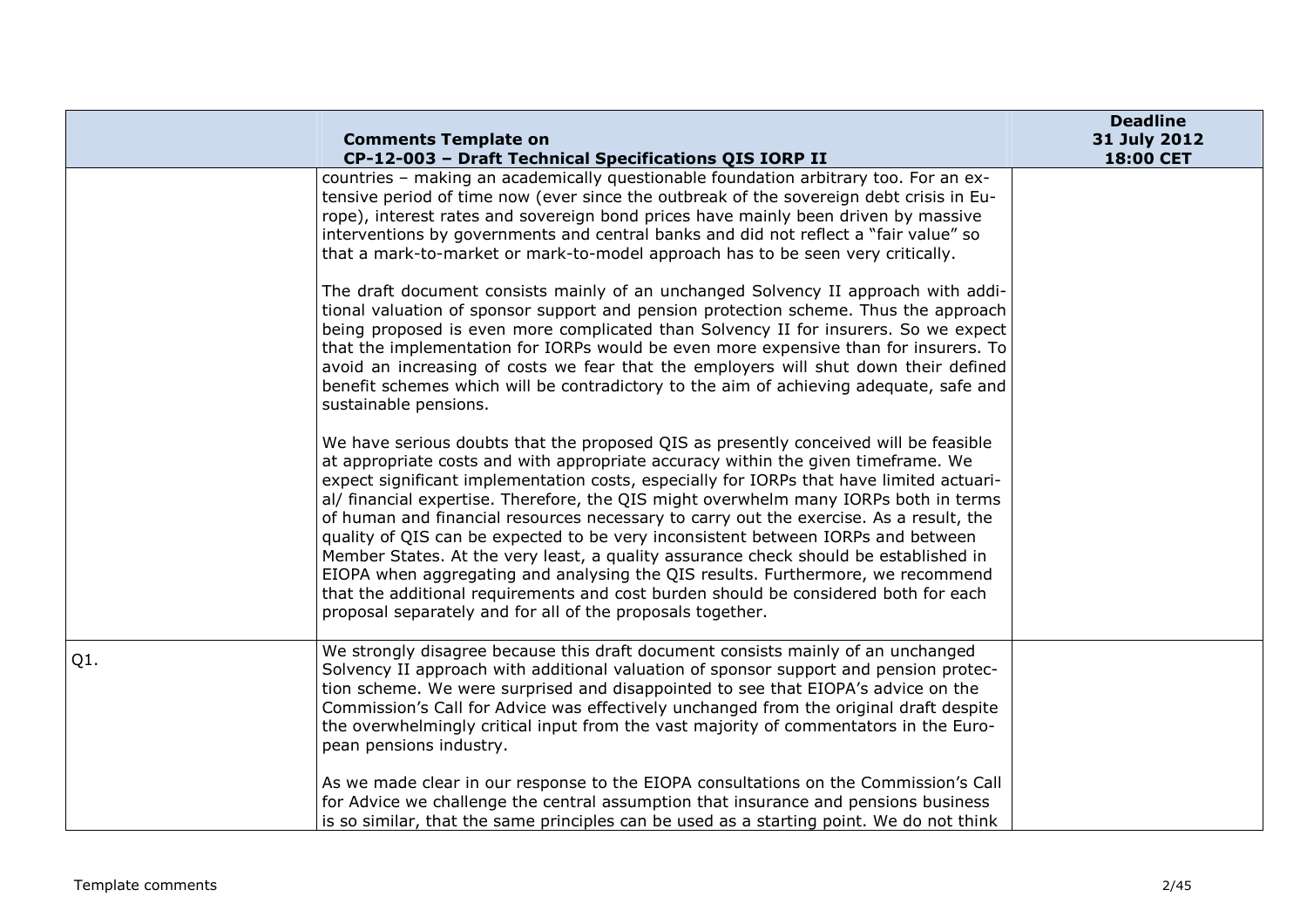| | Comments Template on CP-12-003 – Draft Technical Specifications QIS IORP II | Deadline 31 July 2012 18:00 CET |
|---|---|---|
| | countries – making an academically questionable foundation arbitrary too. For an extensive period of time now (ever since the outbreak of the sovereign debt crisis in Europe), interest rates and sovereign bond prices have mainly been driven by massive interventions by governments and central banks and did not reflect a "fair value" so that a mark-to-market or mark-to-model approach has to be seen very critically.<br><br>The draft document consists mainly of an unchanged Solvency II approach with additional valuation of sponsor support and pension protection scheme. Thus the approach being proposed is even more complicated than Solvency II for insurers. So we expect that the implementation for IORPs would be even more expensive than for insurers. To avoid an increasing of costs we fear that the employers will shut down their defined benefit schemes which will be contradictory to the aim of achieving adequate, safe and sustainable pensions.<br><br>We have serious doubts that the proposed QIS as presently conceived will be feasible at appropriate costs and with appropriate accuracy within the given timeframe. We expect significant implementation costs, especially for IORPs that have limited actuarial/ financial expertise. Therefore, the QIS might overwhelm many IORPs both in terms of human and financial resources necessary to carry out the exercise. As a result, the quality of QIS can be expected to be very inconsistent between IORPs and between Member States. At the very least, a quality assurance check should be established in EIOPA when aggregating and analysing the QIS results. Furthermore, we recommend that the additional requirements and cost burden should be considered both for each proposal separately and for all of the proposals together. | |
| Q1. | We strongly disagree because this draft document consists mainly of an unchanged Solvency II approach with additional valuation of sponsor support and pension protection scheme. We were surprised and disappointed to see that EIOPA's advice on the Commission's Call for Advice was effectively unchanged from the original draft despite the overwhelmingly critical input from the vast majority of commentators in the European pensions industry.<br><br>As we made clear in our response to the EIOPA consultations on the Commission's Call for Advice we challenge the central assumption that insurance and pensions business is so similar, that the same principles can be used as a starting point. We do not think | |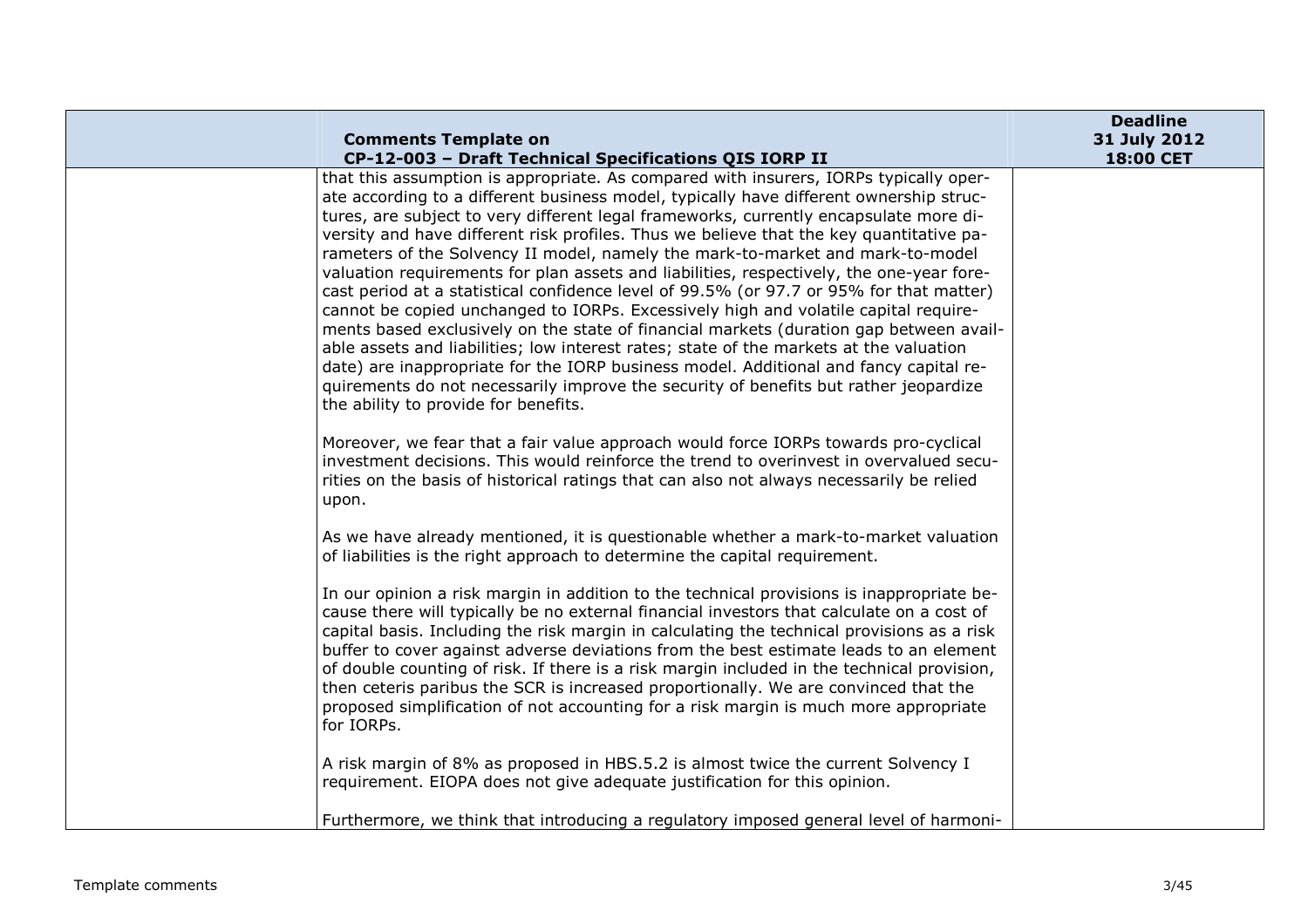| | Comments Template on CP-12-003 – Draft Technical Specifications QIS IORP II | Deadline 31 July 2012 18:00 CET |
|---|---|---|
| | that this assumption is appropriate. As compared with insurers, IORPs typically operate according to a different business model, typically have different ownership structures, are subject to very different legal frameworks, currently encapsulate more diversity and have different risk profiles. Thus we believe that the key quantitative parameters of the Solvency II model, namely the mark-to-market and mark-to-model valuation requirements for plan assets and liabilities, respectively, the one-year forecast period at a statistical confidence level of 99.5% (or 97.7 or 95% for that matter) cannot be copied unchanged to IORPs. Excessively high and volatile capital requirements based exclusively on the state of financial markets (duration gap between available assets and liabilities; low interest rates; state of the markets at the valuation date) are inappropriate for the IORP business model. Additional and fancy capital requirements do not necessarily improve the security of benefits but rather jeopardize the ability to provide for benefits.<br><br>Moreover, we fear that a fair value approach would force IORPs towards pro-cyclical investment decisions. This would reinforce the trend to overinvest in overvalued securities on the basis of historical ratings that can also not always necessarily be relied upon.<br><br>As we have already mentioned, it is questionable whether a mark-to-market valuation of liabilities is the right approach to determine the capital requirement.<br><br>In our opinion a risk margin in addition to the technical provisions is inappropriate because there will typically be no external financial investors that calculate on a cost of capital basis. Including the risk margin in calculating the technical provisions as a risk buffer to cover against adverse deviations from the best estimate leads to an element of double counting of risk. If there is a risk margin included in the technical provision, then ceteris paribus the SCR is increased proportionally. We are convinced that the proposed simplification of not accounting for a risk margin is much more appropriate for IORPs.<br><br>A risk margin of 8% as proposed in HBS.5.2 is almost twice the current Solvency I requirement. EIOPA does not give adequate justification for this opinion.<br><br>Furthermore, we think that introducing a regulatory imposed general level of harmoni- | |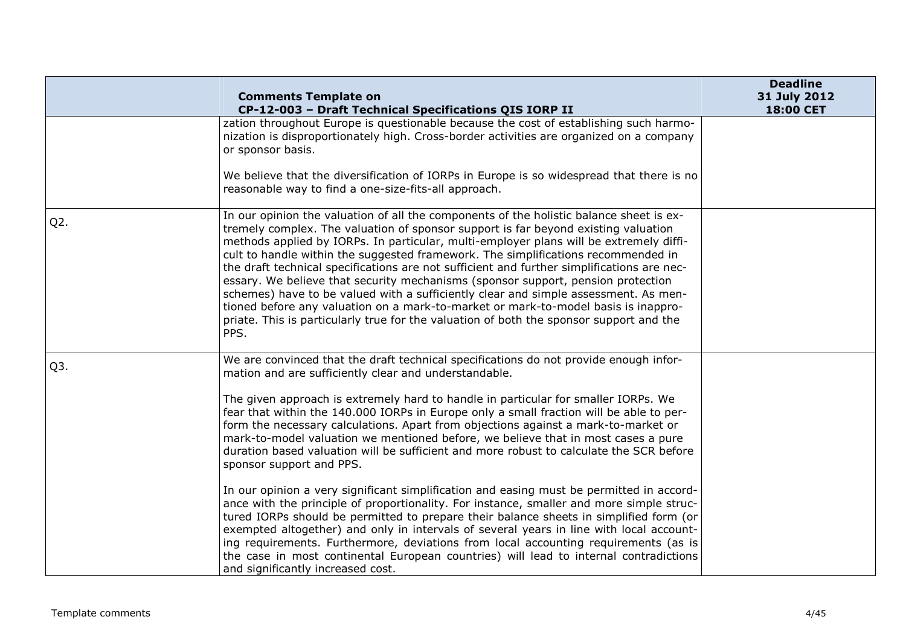| | Comments Template on CP-12-003 – Draft Technical Specifications QIS IORP II | Deadline 31 July 2012 18:00 CET |
| --- | --- | --- |
| | zation throughout Europe is questionable because the cost of establishing such harmonization is disproportionately high. Cross-border activities are organized on a company or sponsor basis.<br><br>We believe that the diversification of IORPs in Europe is so widespread that there is no reasonable way to find a one-size-fits-all approach. | |
| Q2. | In our opinion the valuation of all the components of the holistic balance sheet is extremely complex. The valuation of sponsor support is far beyond existing valuation methods applied by IORPs. In particular, multi-employer plans will be extremely difficult to handle within the suggested framework. The simplifications recommended in the draft technical specifications are not sufficient and further simplifications are necessary. We believe that security mechanisms (sponsor support, pension protection schemes) have to be valued with a sufficiently clear and simple assessment. As mentioned before any valuation on a mark-to-market or mark-to-model basis is inappropriate. This is particularly true for the valuation of both the sponsor support and the PPS. | |
| Q3. | We are convinced that the draft technical specifications do not provide enough information and are sufficiently clear and understandable.<br><br>The given approach is extremely hard to handle in particular for smaller IORPs. We fear that within the 140.000 IORPs in Europe only a small fraction will be able to perform the necessary calculations. Apart from objections against a mark-to-market or mark-to-model valuation we mentioned before, we believe that in most cases a pure duration based valuation will be sufficient and more robust to calculate the SCR before sponsor support and PPS.<br><br>In our opinion a very significant simplification and easing must be permitted in accordance with the principle of proportionality. For instance, smaller and more simple structured IORPs should be permitted to prepare their balance sheets in simplified form (or exempted altogether) and only in intervals of several years in line with local accounting requirements. Furthermore, deviations from local accounting requirements (as is the case in most continental European countries) will lead to internal contradictions and significantly increased cost. | |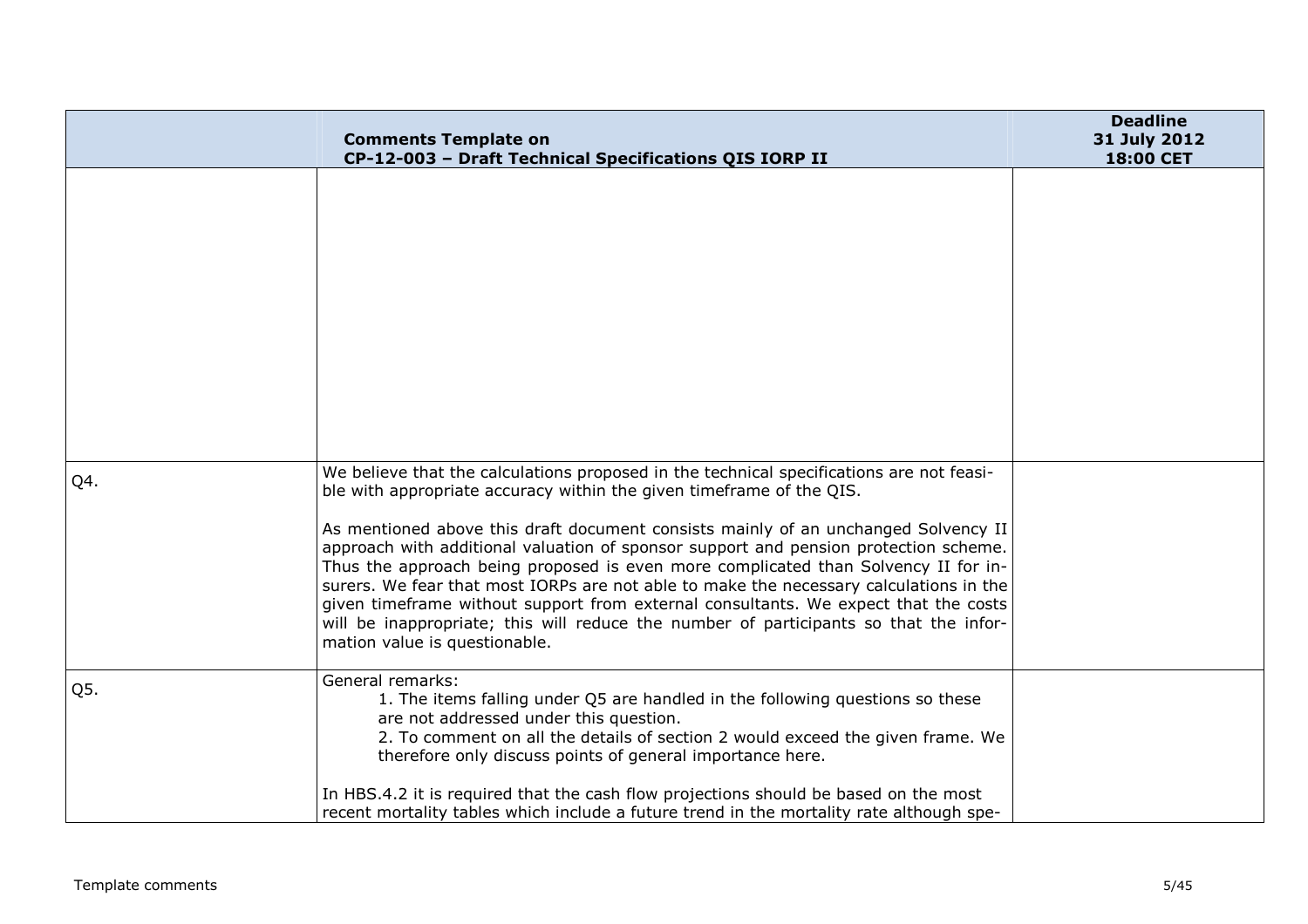| | Comments Template on CP-12-003 – Draft Technical Specifications QIS IORP II | Deadline 31 July 2012 18:00 CET |
|---|---|---|
| | | |
| Q4. | We believe that the calculations proposed in the technical specifications are not feasible with appropriate accuracy within the given timeframe of the QIS.<br><br>As mentioned above this draft document consists mainly of an unchanged Solvency II approach with additional valuation of sponsor support and pension protection scheme. Thus the approach being proposed is even more complicated than Solvency II for insurers. We fear that most IORPs are not able to make the necessary calculations in the given timeframe without support from external consultants. We expect that the costs will be inappropriate; this will reduce the number of participants so that the information value is questionable. | |
| Q5. | General remarks:<br>1. The items falling under Q5 are handled in the following questions so these are not addressed under this question.<br>2. To comment on all the details of section 2 would exceed the given frame. We therefore only discuss points of general importance here.<br><br>In HBS.4.2 it is required that the cash flow projections should be based on the most recent mortality tables which include a future trend in the mortality rate although spe- | |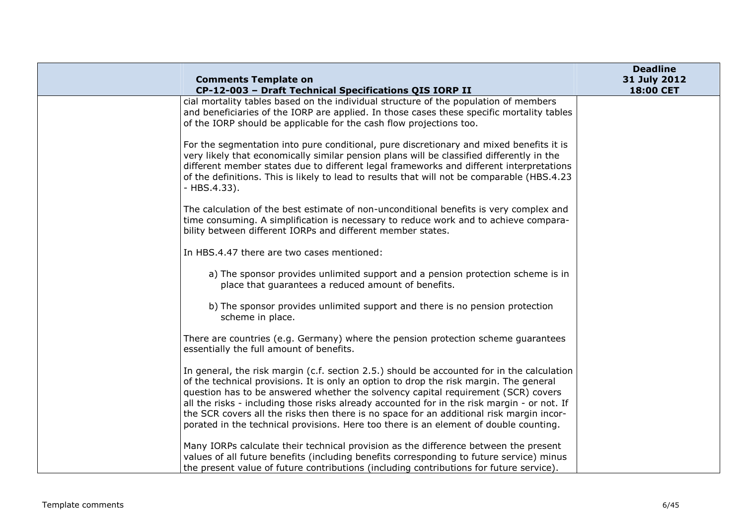| | Comments Template on CP-12-003 – Draft Technical Specifications QIS IORP II | Deadline 31 July 2012 18:00 CET |
|---|---|---|
| | cial mortality tables based on the individual structure of the population of members and beneficiaries of the IORP are applied. In those cases these specific mortality tables of the IORP should be applicable for the cash flow projections too.<br><br>For the segmentation into pure conditional, pure discretionary and mixed benefits it is very likely that economically similar pension plans will be classified differently in the different member states due to different legal frameworks and different interpretations of the definitions. This is likely to lead to results that will not be comparable (HBS.4.23 - HBS.4.33).<br><br>The calculation of the best estimate of non-unconditional benefits is very complex and time consuming. A simplification is necessary to reduce work and to achieve comparability between different IORPs and different member states.<br><br>In HBS.4.47 there are two cases mentioned:<br><br>a) The sponsor provides unlimited support and a pension protection scheme is in place that guarantees a reduced amount of benefits.<br><br>b) The sponsor provides unlimited support and there is no pension protection scheme in place.<br><br>There are countries (e.g. Germany) where the pension protection scheme guarantees essentially the full amount of benefits.<br><br>In general, the risk margin (c.f. section 2.5.) should be accounted for in the calculation of the technical provisions. It is only an option to drop the risk margin. The general question has to be answered whether the solvency capital requirement (SCR) covers all the risks - including those risks already accounted for in the risk margin - or not. If the SCR covers all the risks then there is no space for an additional risk margin incorporated in the technical provisions. Here too there is an element of double counting.<br><br>Many IORPs calculate their technical provision as the difference between the present values of all future benefits (including benefits corresponding to future service) minus the present value of future contributions (including contributions for future service). | |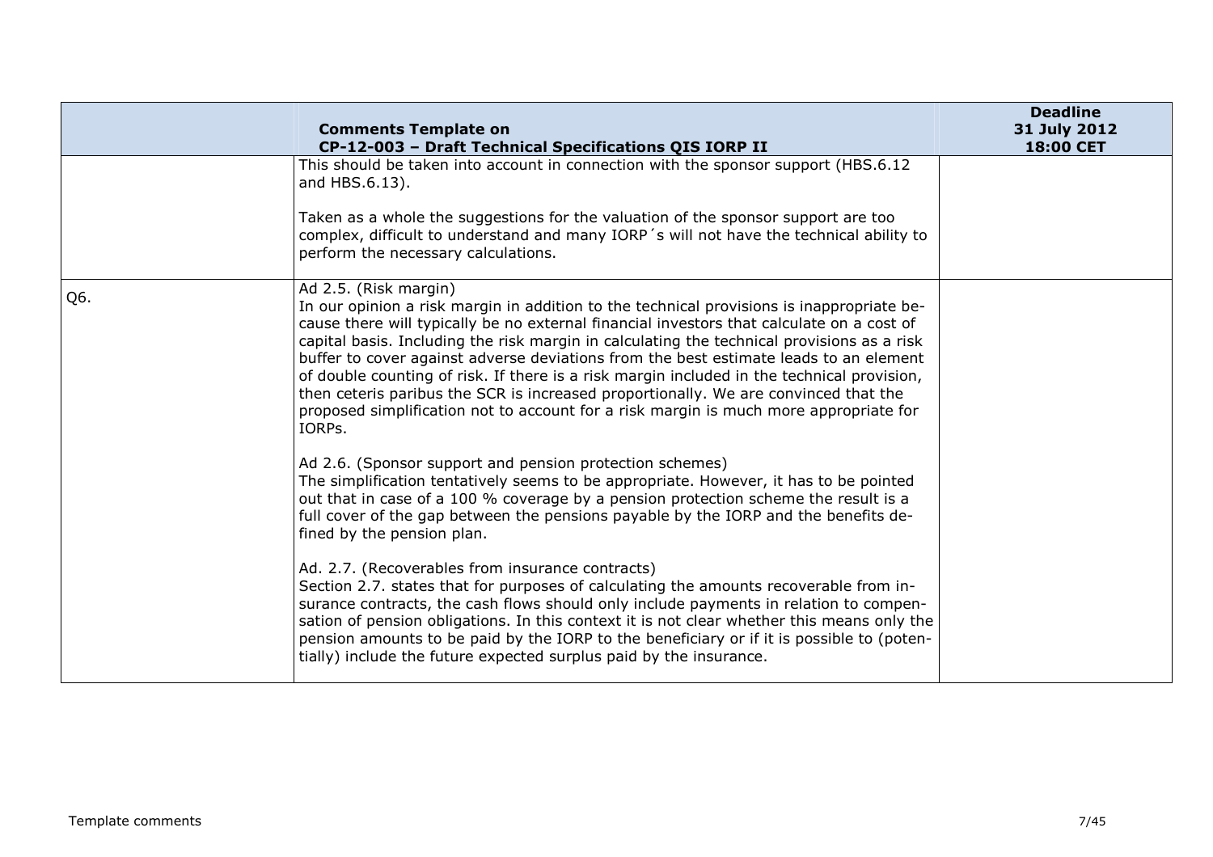| | Comments Template on CP-12-003 – Draft Technical Specifications QIS IORP II | Deadline 31 July 2012 18:00 CET |
|---|---|---|
| | This should be taken into account in connection with the sponsor support (HBS.6.12 and HBS.6.13).<br><br>Taken as a whole the suggestions for the valuation of the sponsor support are too complex, difficult to understand and many IORP´s will not have the technical ability to perform the necessary calculations. | |
| Q6. | Ad 2.5. (Risk margin)<br>In our opinion a risk margin in addition to the technical provisions is inappropriate because there will typically be no external financial investors that calculate on a cost of capital basis. Including the risk margin in calculating the technical provisions as a risk buffer to cover against adverse deviations from the best estimate leads to an element of double counting of risk. If there is a risk margin included in the technical provision, then ceteris paribus the SCR is increased proportionally. We are convinced that the proposed simplification not to account for a risk margin is much more appropriate for IORPs.<br><br>Ad 2.6. (Sponsor support and pension protection schemes)<br>The simplification tentatively seems to be appropriate. However, it has to be pointed out that in case of a 100 % coverage by a pension protection scheme the result is a full cover of the gap between the pensions payable by the IORP and the benefits defined by the pension plan.<br><br>Ad. 2.7. (Recoverables from insurance contracts)<br>Section 2.7. states that for purposes of calculating the amounts recoverable from insurance contracts, the cash flows should only include payments in relation to compensation of pension obligations. In this context it is not clear whether this means only the pension amounts to be paid by the IORP to the beneficiary or if it is possible to (potentially) include the future expected surplus paid by the insurance. | |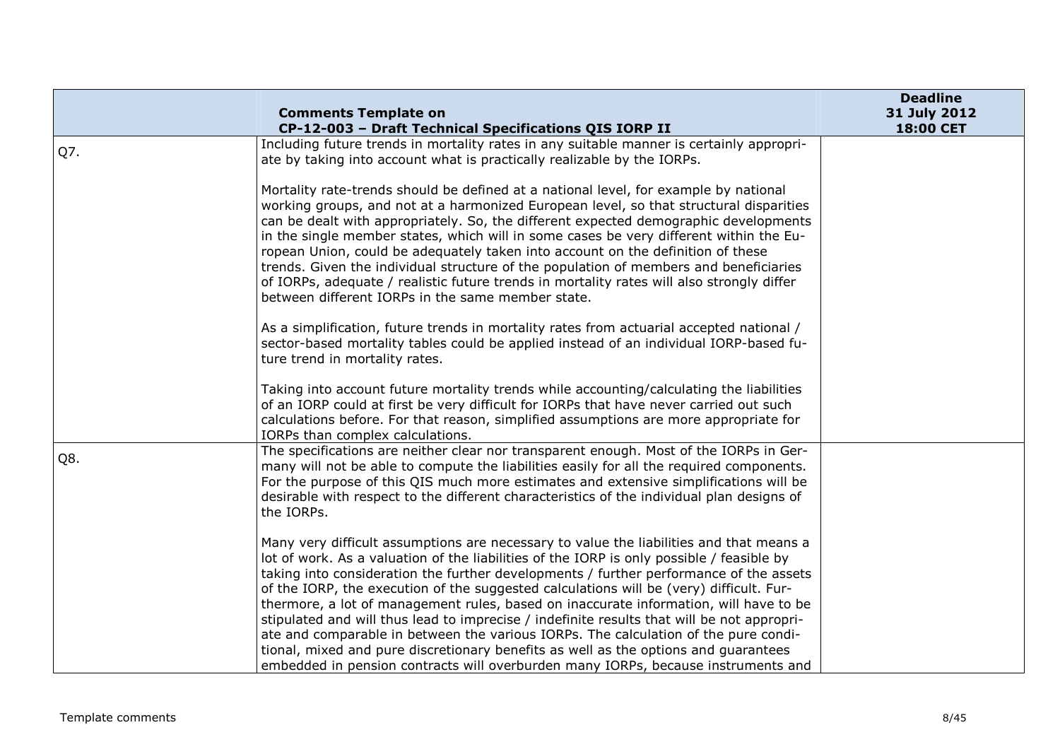| | Comments Template on CP-12-003 – Draft Technical Specifications QIS IORP II | Deadline 31 July 2012 18:00 CET |
|---|---|---|
| Q7. | Including future trends in mortality rates in any suitable manner is certainly appropriate by taking into account what is practically realizable by the IORPs.<br><br>Mortality rate-trends should be defined at a national level, for example by national working groups, and not at a harmonized European level, so that structural disparities can be dealt with appropriately. So, the different expected demographic developments in the single member states, which will in some cases be very different within the European Union, could be adequately taken into account on the definition of these trends. Given the individual structure of the population of members and beneficiaries of IORPs, adequate / realistic future trends in mortality rates will also strongly differ between different IORPs in the same member state.<br><br>As a simplification, future trends in mortality rates from actuarial accepted national / sector-based mortality tables could be applied instead of an individual IORP-based future trend in mortality rates.<br><br>Taking into account future mortality trends while accounting/calculating the liabilities of an IORP could at first be very difficult for IORPs that have never carried out such calculations before. For that reason, simplified assumptions are more appropriate for IORPs than complex calculations. | |
| Q8. | The specifications are neither clear nor transparent enough. Most of the IORPs in Germany will not be able to compute the liabilities easily for all the required components. For the purpose of this QIS much more estimates and extensive simplifications will be desirable with respect to the different characteristics of the individual plan designs of the IORPs.<br><br>Many very difficult assumptions are necessary to value the liabilities and that means a lot of work. As a valuation of the liabilities of the IORP is only possible / feasible by taking into consideration the further developments / further performance of the assets of the IORP, the execution of the suggested calculations will be (very) difficult. Furthermore, a lot of management rules, based on inaccurate information, will have to be stipulated and will thus lead to imprecise / indefinite results that will be not appropriate and comparable in between the various IORPs. The calculation of the pure conditional, mixed and pure discretionary benefits as well as the options and guarantees embedded in pension contracts will overburden many IORPs, because instruments and | |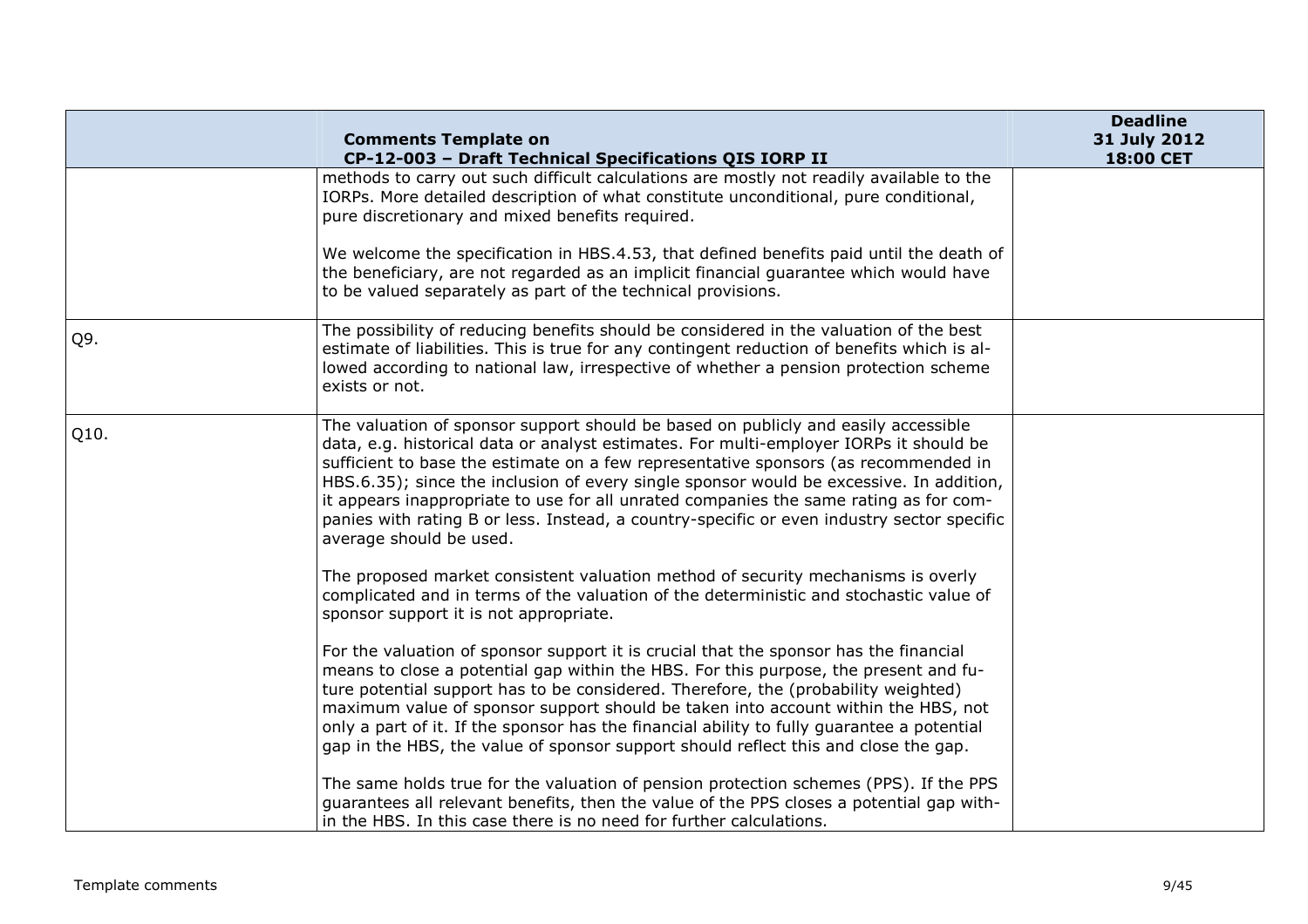| | Comments Template on CP-12-003 – Draft Technical Specifications QIS IORP II | Deadline 31 July 2012 18:00 CET |
|---|---|---|
| | methods to carry out such difficult calculations are mostly not readily available to the IORPs. More detailed description of what constitute unconditional, pure conditional, pure discretionary and mixed benefits required.<br><br>We welcome the specification in HBS.4.53, that defined benefits paid until the death of the beneficiary, are not regarded as an implicit financial guarantee which would have to be valued separately as part of the technical provisions. | |
| Q9. | The possibility of reducing benefits should be considered in the valuation of the best estimate of liabilities. This is true for any contingent reduction of benefits which is allowed according to national law, irrespective of whether a pension protection scheme exists or not. | |
| Q10. | The valuation of sponsor support should be based on publicly and easily accessible data, e.g. historical data or analyst estimates. For multi-employer IORPs it should be sufficient to base the estimate on a few representative sponsors (as recommended in HBS.6.35); since the inclusion of every single sponsor would be excessive. In addition, it appears inappropriate to use for all unrated companies the same rating as for companies with rating B or less. Instead, a country-specific or even industry sector specific average should be used.<br><br>The proposed market consistent valuation method of security mechanisms is overly complicated and in terms of the valuation of the deterministic and stochastic value of sponsor support it is not appropriate.<br><br>For the valuation of sponsor support it is crucial that the sponsor has the financial means to close a potential gap within the HBS. For this purpose, the present and future potential support has to be considered. Therefore, the (probability weighted) maximum value of sponsor support should be taken into account within the HBS, not only a part of it. If the sponsor has the financial ability to fully guarantee a potential gap in the HBS, the value of sponsor support should reflect this and close the gap.<br><br>The same holds true for the valuation of pension protection schemes (PPS). If the PPS guarantees all relevant benefits, then the value of the PPS closes a potential gap within the HBS. In this case there is no need for further calculations. | |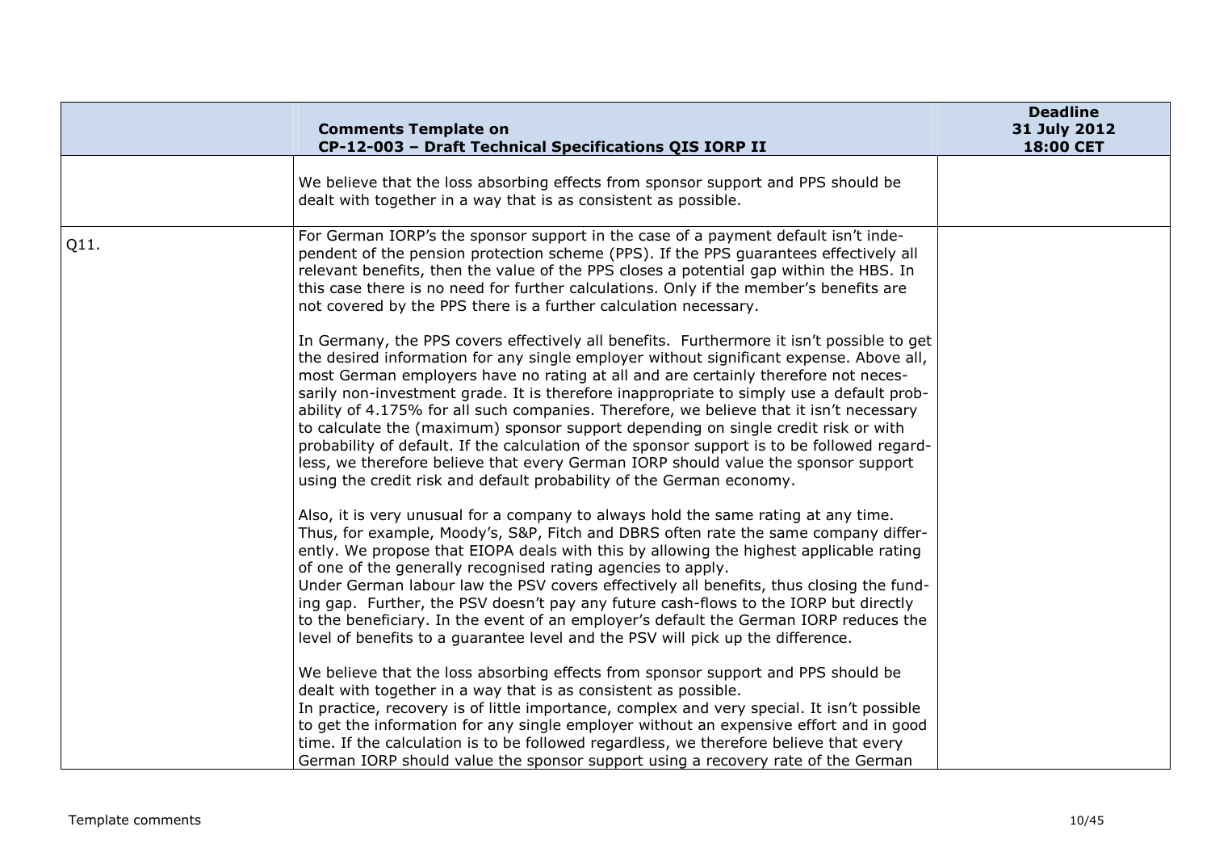| | Comments Template on CP-12-003 – Draft Technical Specifications QIS IORP II | Deadline 31 July 2012 18:00 CET |
|---|---|---|
| | We believe that the loss absorbing effects from sponsor support and PPS should be dealt with together in a way that is as consistent as possible. | |
| Q11. | For German IORP's the sponsor support in the case of a payment default isn't independent of the pension protection scheme (PPS). If the PPS guarantees effectively all relevant benefits, then the value of the PPS closes a potential gap within the HBS. In this case there is no need for further calculations. Only if the member's benefits are not covered by the PPS there is a further calculation necessary.<br><br>In Germany, the PPS covers effectively all benefits. Furthermore it isn't possible to get the desired information for any single employer without significant expense. Above all, most German employers have no rating at all and are certainly therefore not necessarily non-investment grade. It is therefore inappropriate to simply use a default probability of 4.175% for all such companies. Therefore, we believe that it isn't necessary to calculate the (maximum) sponsor support depending on single credit risk or with probability of default. If the calculation of the sponsor support is to be followed regardless, we therefore believe that every German IORP should value the sponsor support using the credit risk and default probability of the German economy.<br><br>Also, it is very unusual for a company to always hold the same rating at any time. Thus, for example, Moody's, S&P, Fitch and DBRS often rate the same company differently. We propose that EIOPA deals with this by allowing the highest applicable rating of one of the generally recognised rating agencies to apply.<br>Under German labour law the PSV covers effectively all benefits, thus closing the funding gap. Further, the PSV doesn't pay any future cash-flows to the IORP but directly to the beneficiary. In the event of an employer's default the German IORP reduces the level of benefits to a guarantee level and the PSV will pick up the difference.<br><br>We believe that the loss absorbing effects from sponsor support and PPS should be dealt with together in a way that is as consistent as possible.<br>In practice, recovery is of little importance, complex and very special. It isn't possible to get the information for any single employer without an expensive effort and in good time. If the calculation is to be followed regardless, we therefore believe that every German IORP should value the sponsor support using a recovery rate of the German | |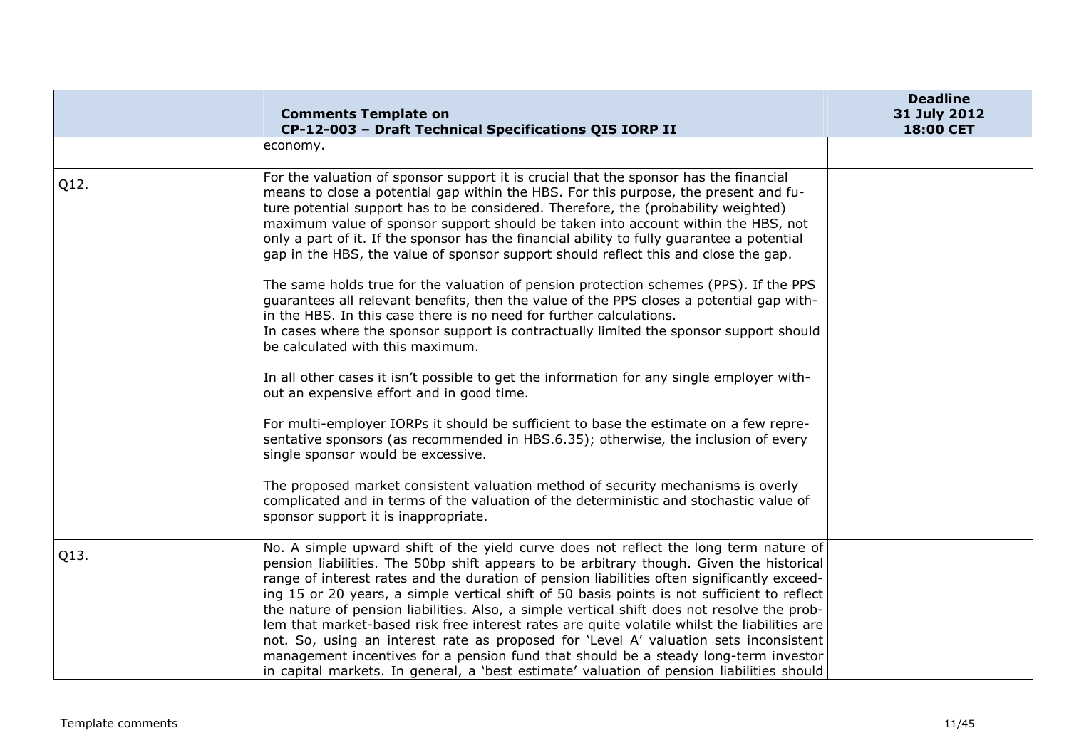| | Comments Template on CP-12-003 – Draft Technical Specifications QIS IORP II | Deadline 31 July 2012 18:00 CET |
|---|---|---|
| | economy. | |
| Q12. | For the valuation of sponsor support it is crucial that the sponsor has the financial means to close a potential gap within the HBS. For this purpose, the present and future potential support has to be considered. Therefore, the (probability weighted) maximum value of sponsor support should be taken into account within the HBS, not only a part of it. If the sponsor has the financial ability to fully guarantee a potential gap in the HBS, the value of sponsor support should reflect this and close the gap.<br><br>The same holds true for the valuation of pension protection schemes (PPS). If the PPS guarantees all relevant benefits, then the value of the PPS closes a potential gap within the HBS. In this case there is no need for further calculations.<br>In cases where the sponsor support is contractually limited the sponsor support should be calculated with this maximum.<br><br>In all other cases it isn't possible to get the information for any single employer without an expensive effort and in good time.<br><br>For multi-employer IORPs it should be sufficient to base the estimate on a few representative sponsors (as recommended in HBS.6.35); otherwise, the inclusion of every single sponsor would be excessive.<br><br>The proposed market consistent valuation method of security mechanisms is overly complicated and in terms of the valuation of the deterministic and stochastic value of sponsor support it is inappropriate. | |
| Q13. | No. A simple upward shift of the yield curve does not reflect the long term nature of pension liabilities. The 50bp shift appears to be arbitrary though. Given the historical range of interest rates and the duration of pension liabilities often significantly exceeding 15 or 20 years, a simple vertical shift of 50 basis points is not sufficient to reflect the nature of pension liabilities. Also, a simple vertical shift does not resolve the problem that market-based risk free interest rates are quite volatile whilst the liabilities are not. So, using an interest rate as proposed for 'Level A' valuation sets inconsistent management incentives for a pension fund that should be a steady long-term investor in capital markets. In general, a 'best estimate' valuation of pension liabilities should | |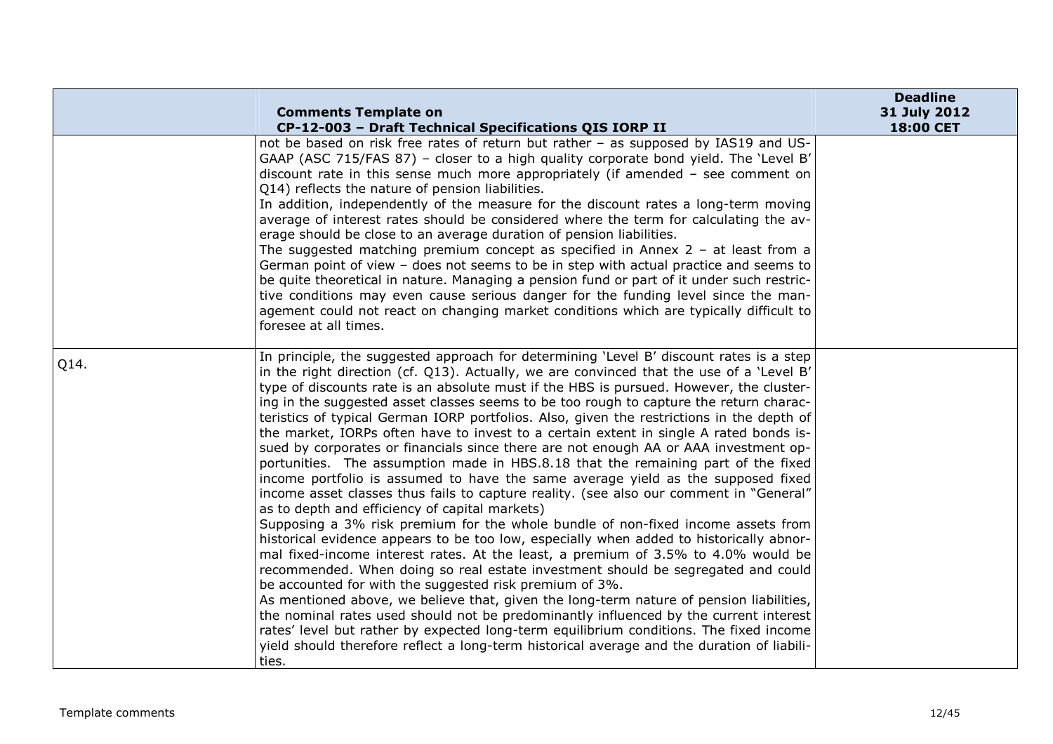| | Comments Template on CP-12-003 – Draft Technical Specifications QIS IORP II | Deadline 31 July 2012 18:00 CET |
|---|---|---|
| | not be based on risk free rates of return but rather – as supposed by IAS19 and US-GAAP (ASC 715/FAS 87) – closer to a high quality corporate bond yield. The 'Level B' discount rate in this sense much more appropriately (if amended – see comment on Q14) reflects the nature of pension liabilities.<br>In addition, independently of the measure for the discount rates a long-term moving average of interest rates should be considered where the term for calculating the average should be close to an average duration of pension liabilities.<br>The suggested matching premium concept as specified in Annex 2 – at least from a German point of view – does not seems to be in step with actual practice and seems to be quite theoretical in nature. Managing a pension fund or part of it under such restrictive conditions may even cause serious danger for the funding level since the management could not react on changing market conditions which are typically difficult to foresee at all times. | |
| Q14. | In principle, the suggested approach for determining 'Level B' discount rates is a step in the right direction (cf. Q13). Actually, we are convinced that the use of a 'Level B' type of discounts rate is an absolute must if the HBS is pursued. However, the clustering in the suggested asset classes seems to be too rough to capture the return characteristics of typical German IORP portfolios. Also, given the restrictions in the depth of the market, IORPs often have to invest to a certain extent in single A rated bonds issued by corporates or financials since there are not enough AA or AAA investment opportunities. The assumption made in HBS.8.18 that the remaining part of the fixed income portfolio is assumed to have the same average yield as the supposed fixed income asset classes thus fails to capture reality. (see also our comment in "General" as to depth and efficiency of capital markets)<br>Supposing a 3% risk premium for the whole bundle of non-fixed income assets from historical evidence appears to be too low, especially when added to historically abnormal fixed-income interest rates. At the least, a premium of 3.5% to 4.0% would be recommended. When doing so real estate investment should be segregated and could be accounted for with the suggested risk premium of 3%.<br>As mentioned above, we believe that, given the long-term nature of pension liabilities, the nominal rates used should not be predominantly influenced by the current interest rates' level but rather by expected long-term equilibrium conditions. The fixed income yield should therefore reflect a long-term historical average and the duration of liabilities. | |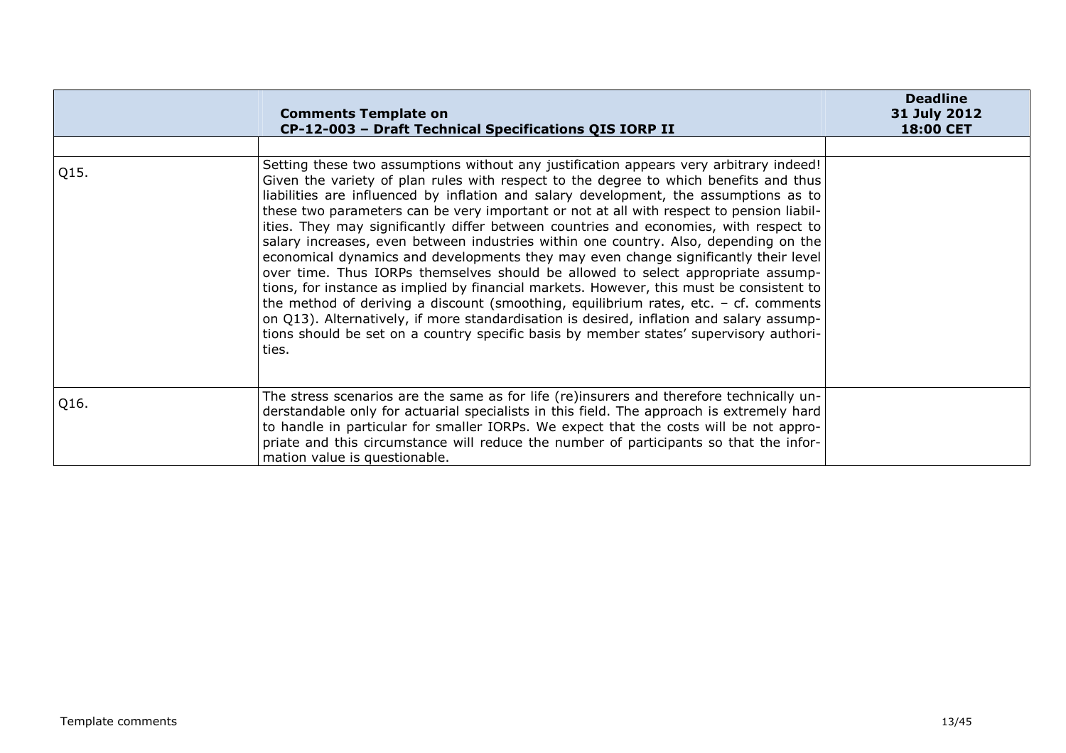| | **Comments Template on CP-12-003 – Draft Technical Specifications QIS IORP II** | **Deadline 31 July 2012 18:00 CET** |
|---|---|---|
| | | |
| Q15. | Setting these two assumptions without any justification appears very arbitrary indeed! Given the variety of plan rules with respect to the degree to which benefits and thus liabilities are influenced by inflation and salary development, the assumptions as to these two parameters can be very important or not at all with respect to pension liabilities. They may significantly differ between countries and economies, with respect to salary increases, even between industries within one country. Also, depending on the economical dynamics and developments they may even change significantly their level over time. Thus IORPs themselves should be allowed to select appropriate assumptions, for instance as implied by financial markets. However, this must be consistent to the method of deriving a discount (smoothing, equilibrium rates, etc. – cf. comments on Q13). Alternatively, if more standardisation is desired, inflation and salary assumptions should be set on a country specific basis by member states' supervisory authorities. | |
| Q16. | The stress scenarios are the same as for life (re)insurers and therefore technically understandable only for actuarial specialists in this field. The approach is extremely hard to handle in particular for smaller IORPs. We expect that the costs will be not appropriate and this circumstance will reduce the number of participants so that the information value is questionable. | |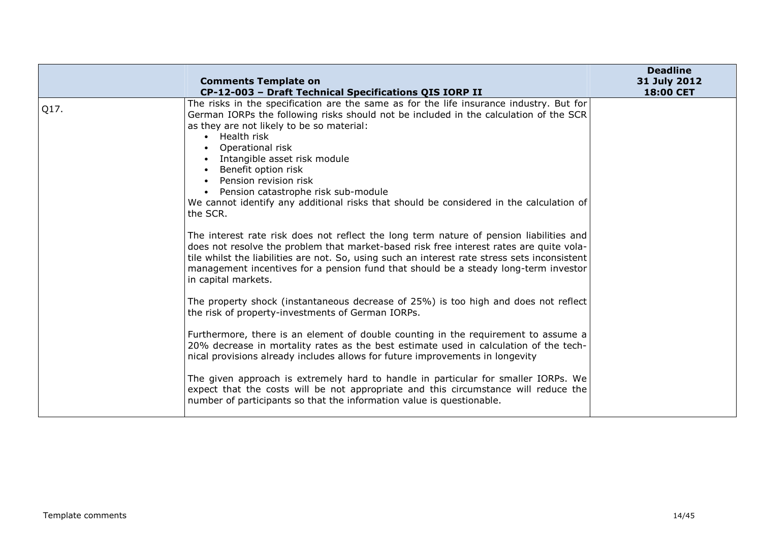| | **Comments Template on CP-12-003 – Draft Technical Specifications QIS IORP II** | **Deadline 31 July 2012 18:00 CET** |
|---|---|---|
| Q17. | The risks in the specification are the same as for the life insurance industry. But for German IORPs the following risks should not be included in the calculation of the SCR as they are not likely to be so material:<br>• Health risk<br>• Operational risk<br>• Intangible asset risk module<br>• Benefit option risk<br>• Pension revision risk<br>• Pension catastrophe risk sub-module<br>We cannot identify any additional risks that should be considered in the calculation of the SCR.<br><br>The interest rate risk does not reflect the long term nature of pension liabilities and does not resolve the problem that market-based risk free interest rates are quite volatile whilst the liabilities are not. So, using such an interest rate stress sets inconsistent management incentives for a pension fund that should be a steady long-term investor in capital markets.<br><br>The property shock (instantaneous decrease of 25%) is too high and does not reflect the risk of property-investments of German IORPs.<br><br>Furthermore, there is an element of double counting in the requirement to assume a 20% decrease in mortality rates as the best estimate used in calculation of the technical provisions already includes allows for future improvements in longevity<br><br>The given approach is extremely hard to handle in particular for smaller IORPs. We expect that the costs will be not appropriate and this circumstance will reduce the number of participants so that the information value is questionable. | |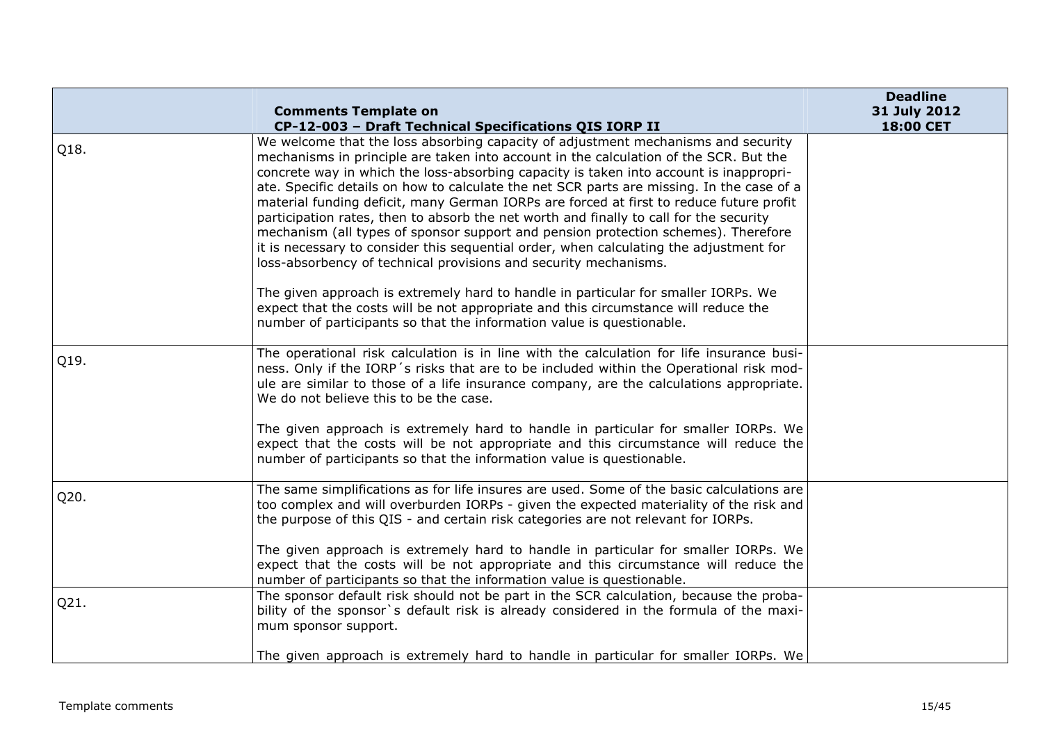| | Comments Template on CP-12-003 – Draft Technical Specifications QIS IORP II | Deadline 31 July 2012 18:00 CET |
|---|---|---|
| Q18. | We welcome that the loss absorbing capacity of adjustment mechanisms and security mechanisms in principle are taken into account in the calculation of the SCR. But the concrete way in which the loss-absorbing capacity is taken into account is inappropriate. Specific details on how to calculate the net SCR parts are missing. In the case of a material funding deficit, many German IORPs are forced at first to reduce future profit participation rates, then to absorb the net worth and finally to call for the security mechanism (all types of sponsor support and pension protection schemes). Therefore it is necessary to consider this sequential order, when calculating the adjustment for loss-absorbency of technical provisions and security mechanisms.<br><br>The given approach is extremely hard to handle in particular for smaller IORPs. We expect that the costs will be not appropriate and this circumstance will reduce the number of participants so that the information value is questionable. | |
| Q19. | The operational risk calculation is in line with the calculation for life insurance business. Only if the IORP´s risks that are to be included within the Operational risk module are similar to those of a life insurance company, are the calculations appropriate. We do not believe this to be the case.<br><br>The given approach is extremely hard to handle in particular for smaller IORPs. We expect that the costs will be not appropriate and this circumstance will reduce the number of participants so that the information value is questionable. | |
| Q20. | The same simplifications as for life insures are used. Some of the basic calculations are too complex and will overburden IORPs - given the expected materiality of the risk and the purpose of this QIS - and certain risk categories are not relevant for IORPs.<br><br>The given approach is extremely hard to handle in particular for smaller IORPs. We expect that the costs will be not appropriate and this circumstance will reduce the number of participants so that the information value is questionable. | |
| Q21. | The sponsor default risk should not be part in the SCR calculation, because the probability of the sponsor`s default risk is already considered in the formula of the maximum sponsor support.<br><br>The given approach is extremely hard to handle in particular for smaller IORPs. We | |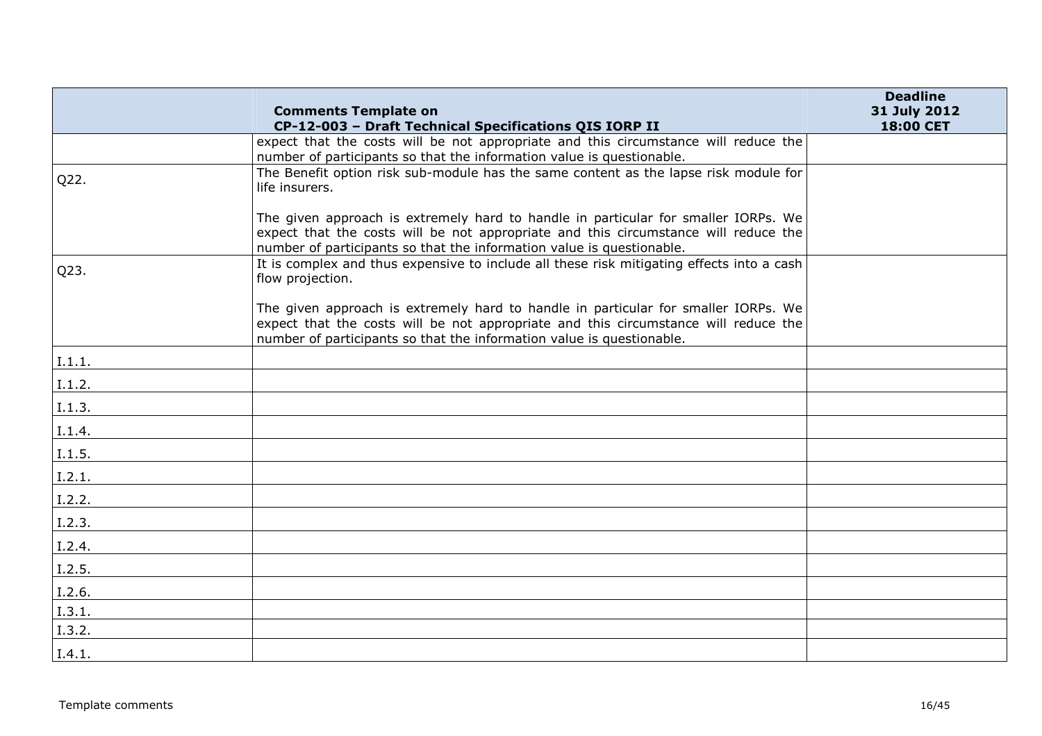| | Comments Template on CP-12-003 – Draft Technical Specifications QIS IORP II | Deadline 31 July 2012 18:00 CET |
|---|---|---|
| | expect that the costs will be not appropriate and this circumstance will reduce the number of participants so that the information value is questionable. | |
| Q22. | The Benefit option risk sub-module has the same content as the lapse risk module for life insurers.<br><br>The given approach is extremely hard to handle in particular for smaller IORPs. We expect that the costs will be not appropriate and this circumstance will reduce the number of participants so that the information value is questionable. | |
| Q23. | It is complex and thus expensive to include all these risk mitigating effects into a cash flow projection.<br><br>The given approach is extremely hard to handle in particular for smaller IORPs. We expect that the costs will be not appropriate and this circumstance will reduce the number of participants so that the information value is questionable. | |
| I.1.1. | | |
| I.1.2. | | |
| I.1.3. | | |
| I.1.4. | | |
| I.1.5. | | |
| I.2.1. | | |
| I.2.2. | | |
| I.2.3. | | |
| I.2.4. | | |
| I.2.5. | | |
| I.2.6. | | |
| I.3.1. | | |
| I.3.2. | | |
| I.4.1. | | |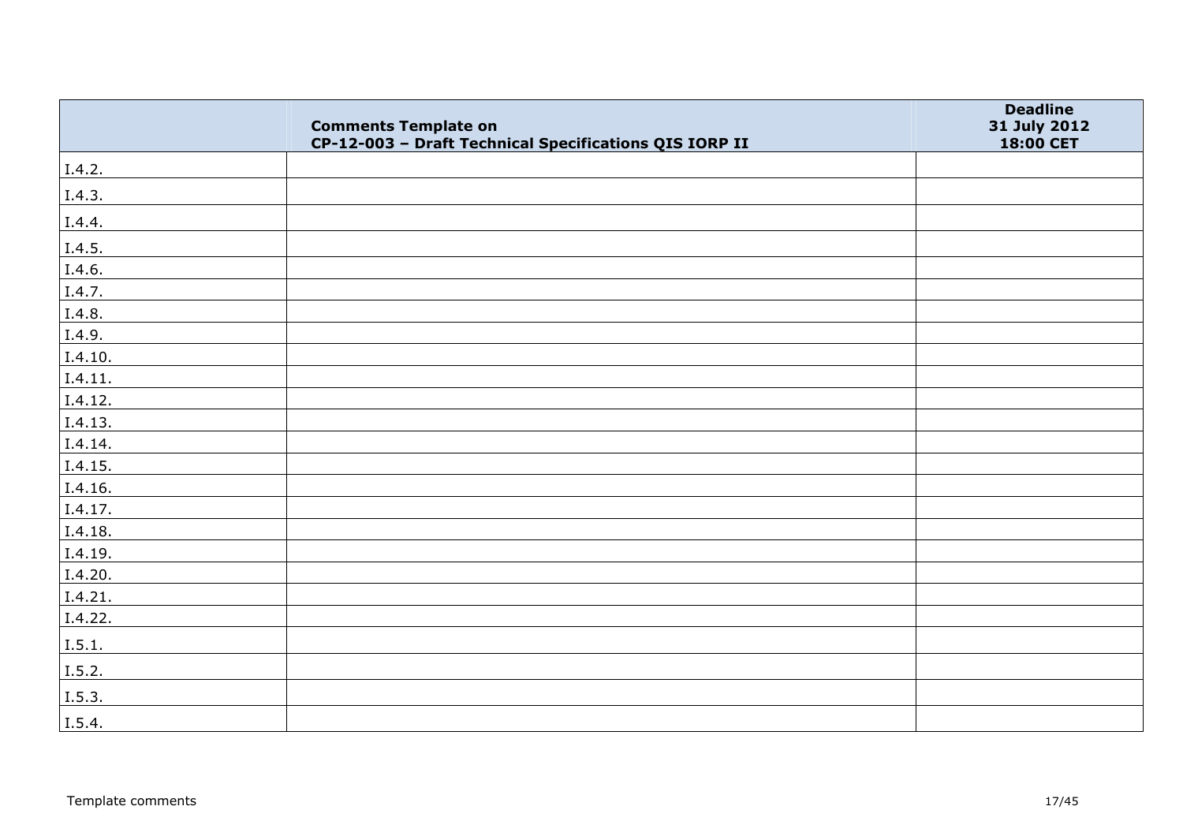| | Comments Template on CP-12-003 – Draft Technical Specifications QIS IORP II | Deadline 31 July 2012 18:00 CET |
|---|---|---|
| I.4.2. | | |
| I.4.3. | | |
| I.4.4. | | |
| I.4.5. | | |
| I.4.6. | | |
| I.4.7. | | |
| I.4.8. | | |
| I.4.9. | | |
| I.4.10. | | |
| I.4.11. | | |
| I.4.12. | | |
| I.4.13. | | |
| I.4.14. | | |
| I.4.15. | | |
| I.4.16. | | |
| I.4.17. | | |
| I.4.18. | | |
| I.4.19. | | |
| I.4.20. | | |
| I.4.21. | | |
| I.4.22. | | |
| I.5.1. | | |
| I.5.2. | | |
| I.5.3. | | |
| I.5.4. | | |

Template comments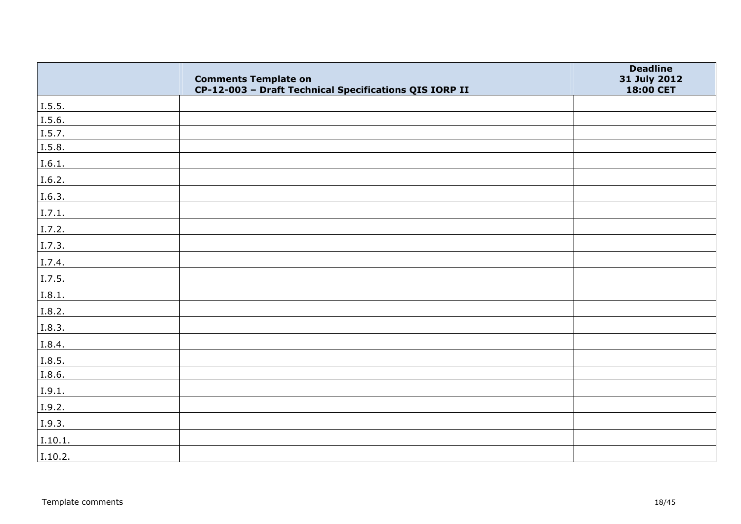|  | Comments Template on<br>CP-12-003 – Draft Technical Specifications QIS IORP II | Deadline<br>31 July 2012<br>18:00 CET |
|---|---|---|
| I.5.5. |  |  |
| I.5.6. |  |  |
| I.5.7. |  |  |
| I.5.8. |  |  |
| I.6.1. |  |  |
| I.6.2. |  |  |
| I.6.3. |  |  |
| I.7.1. |  |  |
| I.7.2. |  |  |
| I.7.3. |  |  |
| I.7.4. |  |  |
| I.7.5. |  |  |
| I.8.1. |  |  |
| I.8.2. |  |  |
| I.8.3. |  |  |
| I.8.4. |  |  |
| I.8.5. |  |  |
| I.8.6. |  |  |
| I.9.1. |  |  |
| I.9.2. |  |  |
| I.9.3. |  |  |
| I.10.1. |  |  |
| I.10.2. |  |  |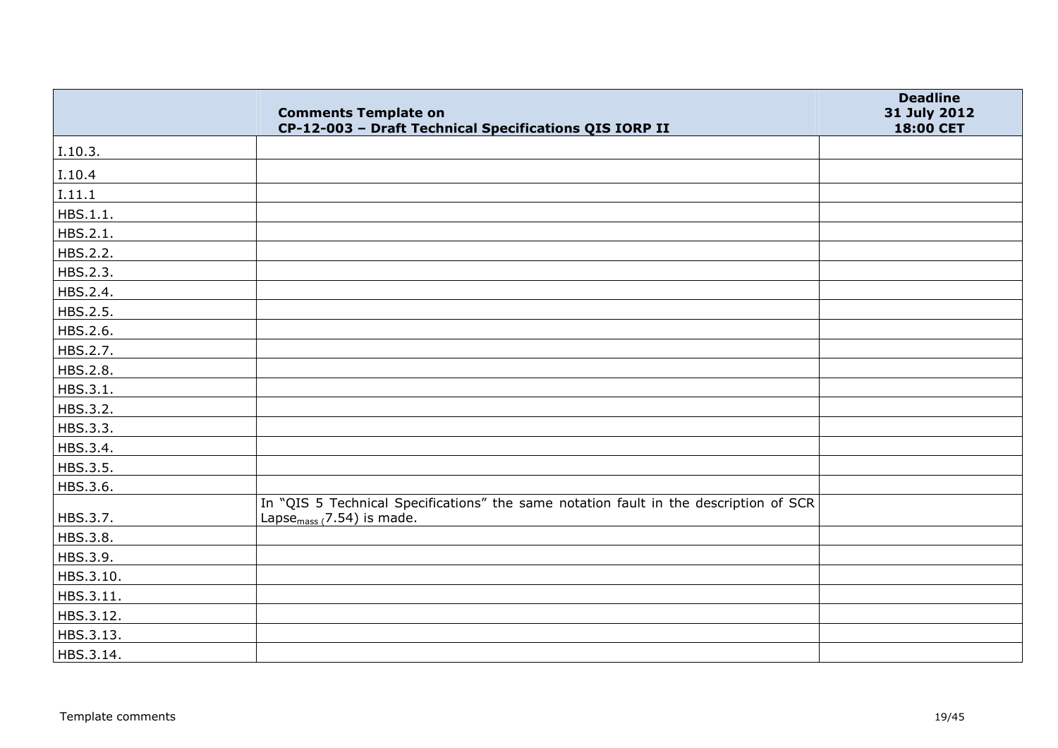| | Comments Template on CP-12-003 – Draft Technical Specifications QIS IORP II | Deadline 31 July 2012 18:00 CET |
|---|---|---|
| I.10.3. | | |
| I.10.4 | | |
| I.11.1 | | |
| HBS.1.1. | | |
| HBS.2.1. | | |
| HBS.2.2. | | |
| HBS.2.3. | | |
| HBS.2.4. | | |
| HBS.2.5. | | |
| HBS.2.6. | | |
| HBS.2.7. | | |
| HBS.2.8. | | |
| HBS.3.1. | | |
| HBS.3.2. | | |
| HBS.3.3. | | |
| HBS.3.4. | | |
| HBS.3.5. | | |
| HBS.3.6. | | |
| HBS.3.7. | In "QIS 5 Technical Specifications" the same notation fault in the description of SCR $Lapse_{mass}$ (7.54) is made. | |
| HBS.3.8. | | |
| HBS.3.9. | | |
| HBS.3.10. | | |
| HBS.3.11. | | |
| HBS.3.12. | | |
| HBS.3.13. | | |
| HBS.3.14. | | |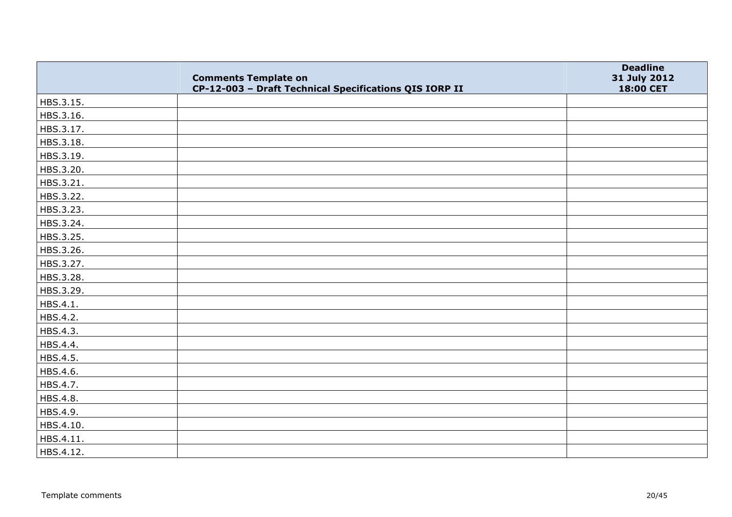|  | Comments Template on CP-12-003 – Draft Technical Specifications QIS IORP II | Deadline 31 July 2012 18:00 CET |
|---|---|---|
| HBS.3.15. |  |  |
| HBS.3.16. |  |  |
| HBS.3.17. |  |  |
| HBS.3.18. |  |  |
| HBS.3.19. |  |  |
| HBS.3.20. |  |  |
| HBS.3.21. |  |  |
| HBS.3.22. |  |  |
| HBS.3.23. |  |  |
| HBS.3.24. |  |  |
| HBS.3.25. |  |  |
| HBS.3.26. |  |  |
| HBS.3.27. |  |  |
| HBS.3.28. |  |  |
| HBS.3.29. |  |  |
| HBS.4.1. |  |  |
| HBS.4.2. |  |  |
| HBS.4.3. |  |  |
| HBS.4.4. |  |  |
| HBS.4.5. |  |  |
| HBS.4.6. |  |  |
| HBS.4.7. |  |  |
| HBS.4.8. |  |  |
| HBS.4.9. |  |  |
| HBS.4.10. |  |  |
| HBS.4.11. |  |  |
| HBS.4.12. |  |  |

Template comments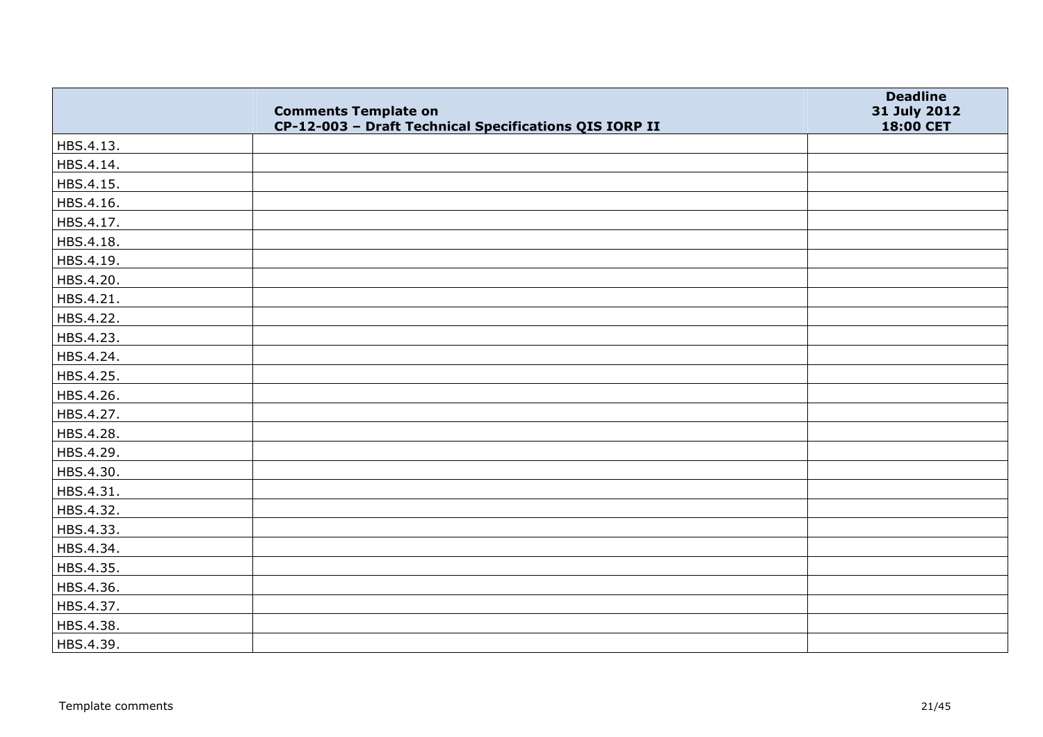|  | Comments Template on CP-12-003 – Draft Technical Specifications QIS IORP II | Deadline 31 July 2012 18:00 CET |
|---|---|---|
| HBS.4.13. |  |  |
| HBS.4.14. |  |  |
| HBS.4.15. |  |  |
| HBS.4.16. |  |  |
| HBS.4.17. |  |  |
| HBS.4.18. |  |  |
| HBS.4.19. |  |  |
| HBS.4.20. |  |  |
| HBS.4.21. |  |  |
| HBS.4.22. |  |  |
| HBS.4.23. |  |  |
| HBS.4.24. |  |  |
| HBS.4.25. |  |  |
| HBS.4.26. |  |  |
| HBS.4.27. |  |  |
| HBS.4.28. |  |  |
| HBS.4.29. |  |  |
| HBS.4.30. |  |  |
| HBS.4.31. |  |  |
| HBS.4.32. |  |  |
| HBS.4.33. |  |  |
| HBS.4.34. |  |  |
| HBS.4.35. |  |  |
| HBS.4.36. |  |  |
| HBS.4.37. |  |  |
| HBS.4.38. |  |  |
| HBS.4.39. |  |  |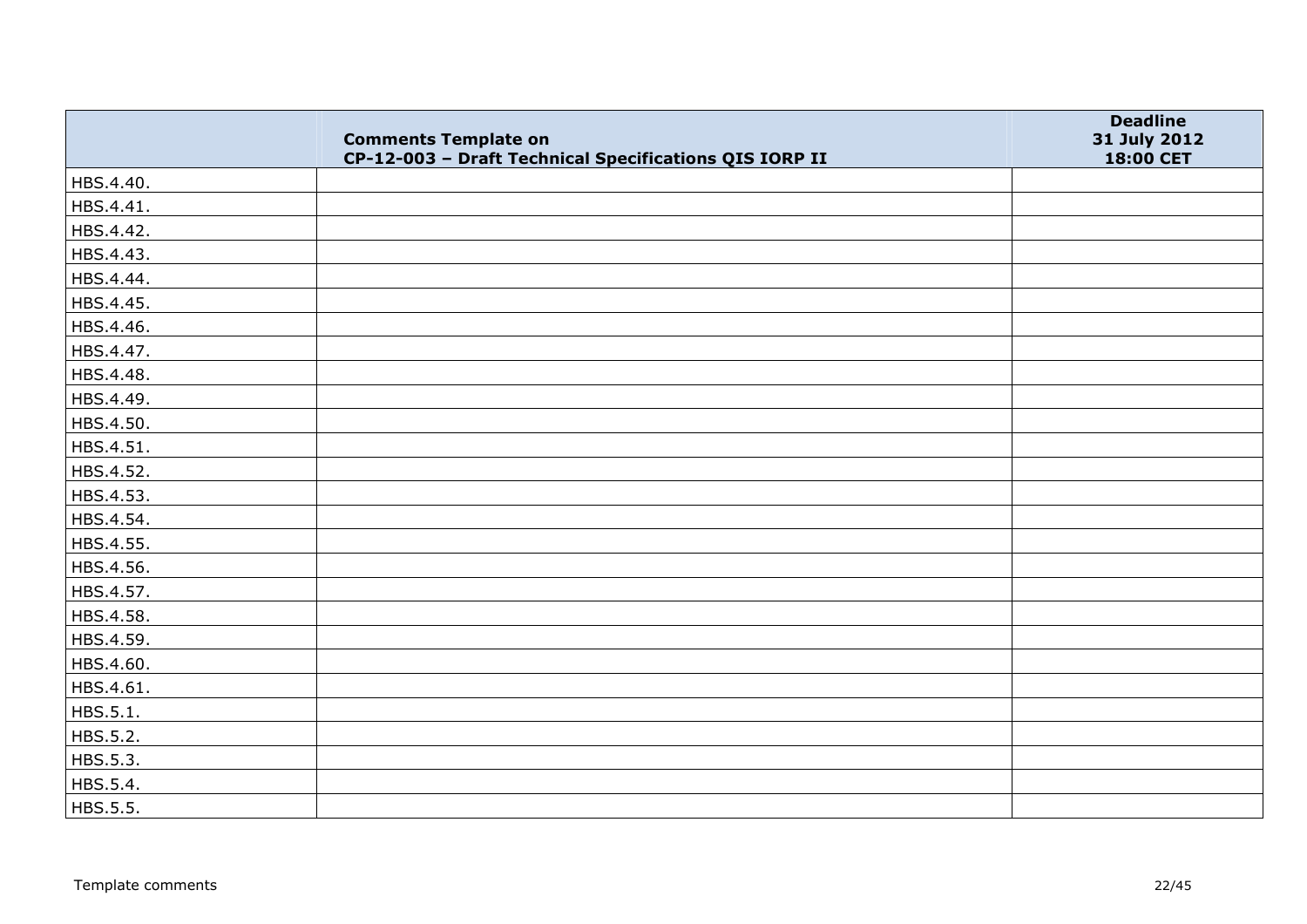| | Comments Template on CP-12-003 – Draft Technical Specifications QIS IORP II | Deadline 31 July 2012 18:00 CET |
|---|---|---|
| HBS.4.40. | | |
| HBS.4.41. | | |
| HBS.4.42. | | |
| HBS.4.43. | | |
| HBS.4.44. | | |
| HBS.4.45. | | |
| HBS.4.46. | | |
| HBS.4.47. | | |
| HBS.4.48. | | |
| HBS.4.49. | | |
| HBS.4.50. | | |
| HBS.4.51. | | |
| HBS.4.52. | | |
| HBS.4.53. | | |
| HBS.4.54. | | |
| HBS.4.55. | | |
| HBS.4.56. | | |
| HBS.4.57. | | |
| HBS.4.58. | | |
| HBS.4.59. | | |
| HBS.4.60. | | |
| HBS.4.61. | | |
| HBS.5.1. | | |
| HBS.5.2. | | |
| HBS.5.3. | | |
| HBS.5.4. | | |
| HBS.5.5. | | |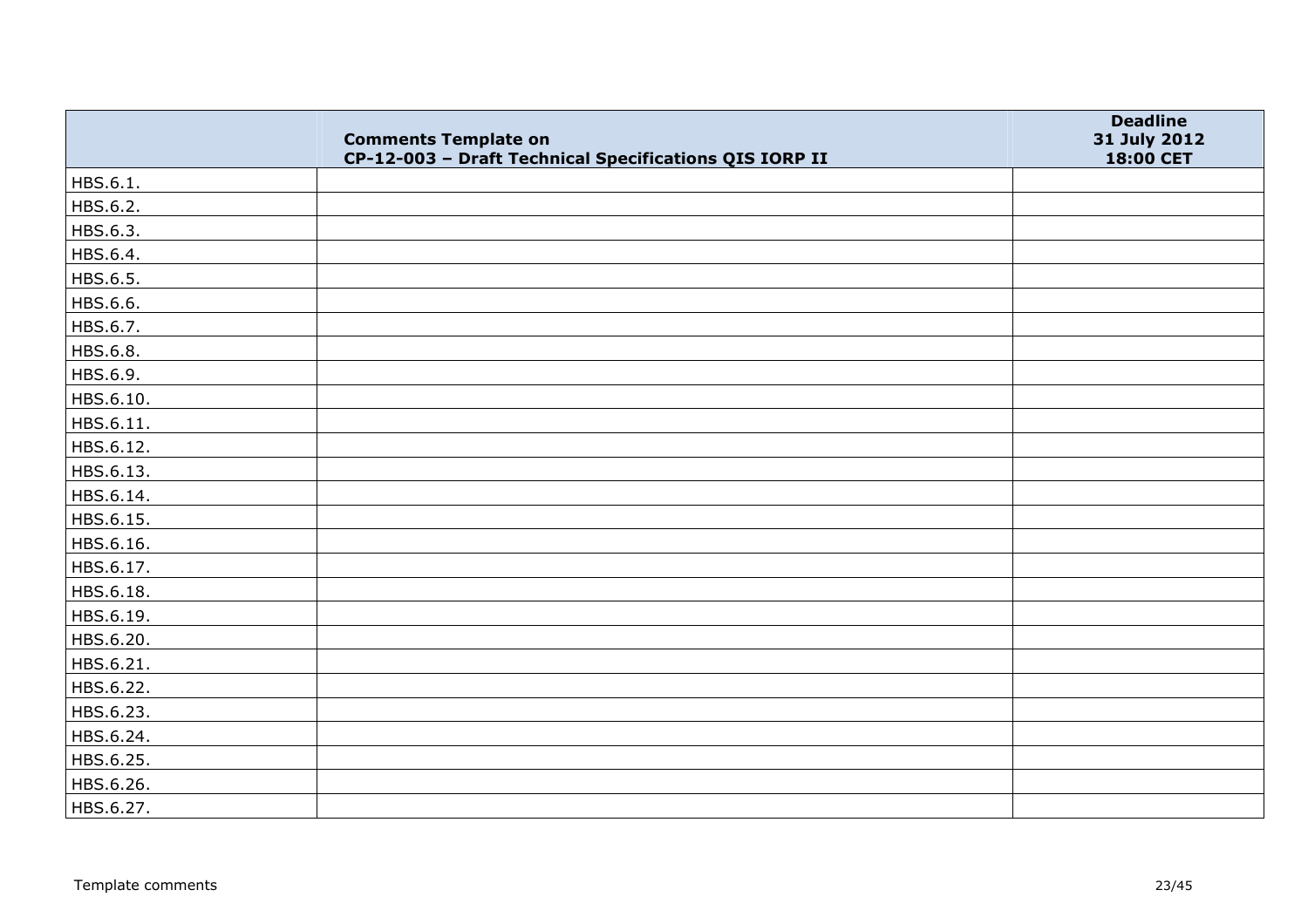| | Comments Template on CP-12-003 – Draft Technical Specifications QIS IORP II | Deadline 31 July 2012 18:00 CET |
|---|---|---|
| HBS.6.1. | | |
| HBS.6.2. | | |
| HBS.6.3. | | |
| HBS.6.4. | | |
| HBS.6.5. | | |
| HBS.6.6. | | |
| HBS.6.7. | | |
| HBS.6.8. | | |
| HBS.6.9. | | |
| HBS.6.10. | | |
| HBS.6.11. | | |
| HBS.6.12. | | |
| HBS.6.13. | | |
| HBS.6.14. | | |
| HBS.6.15. | | |
| HBS.6.16. | | |
| HBS.6.17. | | |
| HBS.6.18. | | |
| HBS.6.19. | | |
| HBS.6.20. | | |
| HBS.6.21. | | |
| HBS.6.22. | | |
| HBS.6.23. | | |
| HBS.6.24. | | |
| HBS.6.25. | | |
| HBS.6.26. | | |
| HBS.6.27. | | |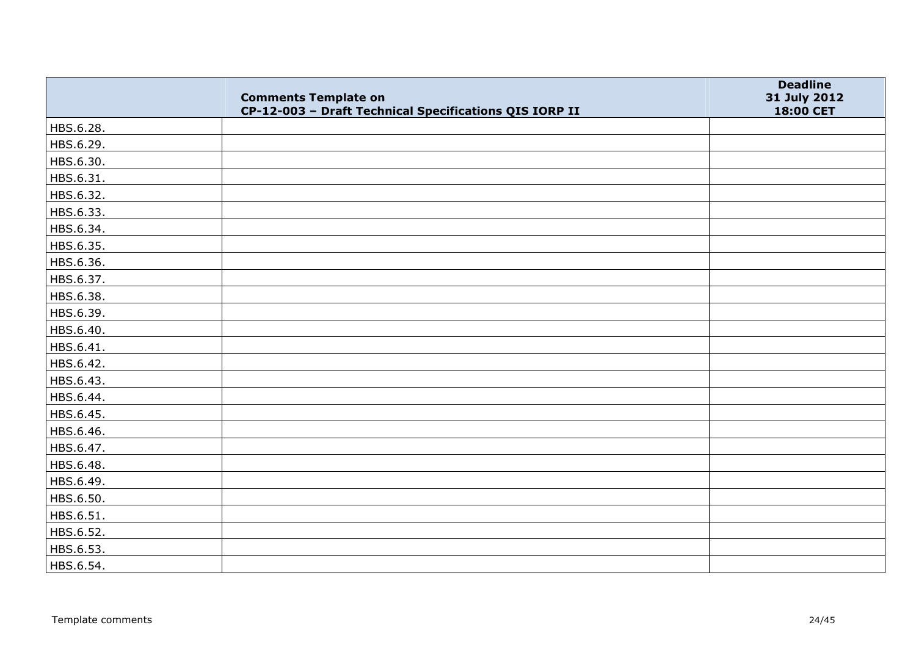| | Comments Template on CP-12-003 – Draft Technical Specifications QIS IORP II | Deadline 31 July 2012 18:00 CET |
|---|---|---|
| HBS.6.28. | | |
| HBS.6.29. | | |
| HBS.6.30. | | |
| HBS.6.31. | | |
| HBS.6.32. | | |
| HBS.6.33. | | |
| HBS.6.34. | | |
| HBS.6.35. | | |
| HBS.6.36. | | |
| HBS.6.37. | | |
| HBS.6.38. | | |
| HBS.6.39. | | |
| HBS.6.40. | | |
| HBS.6.41. | | |
| HBS.6.42. | | |
| HBS.6.43. | | |
| HBS.6.44. | | |
| HBS.6.45. | | |
| HBS.6.46. | | |
| HBS.6.47. | | |
| HBS.6.48. | | |
| HBS.6.49. | | |
| HBS.6.50. | | |
| HBS.6.51. | | |
| HBS.6.52. | | |
| HBS.6.53. | | |
| HBS.6.54. | | |

Template comments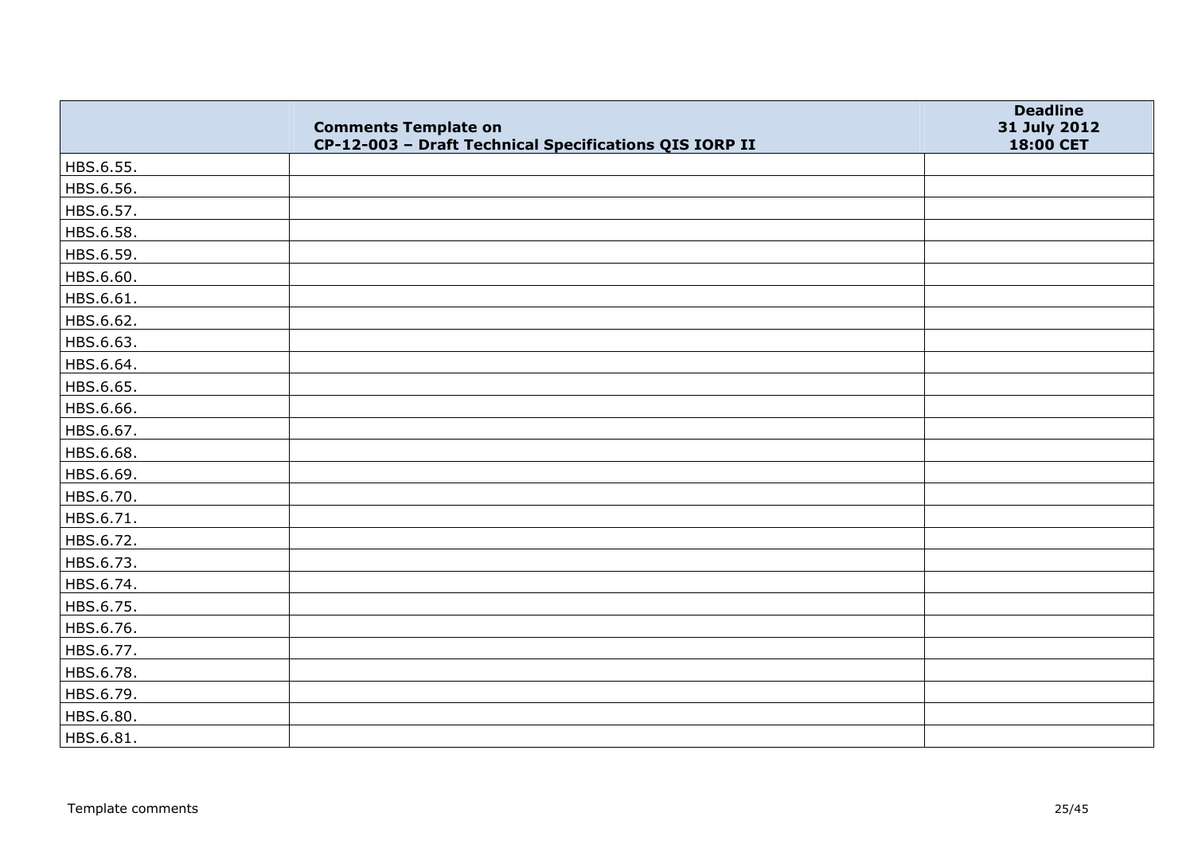| | Comments Template on CP-12-003 – Draft Technical Specifications QIS IORP II | Deadline 31 July 2012 18:00 CET |
|---|---|---|
| HBS.6.55. | | |
| HBS.6.56. | | |
| HBS.6.57. | | |
| HBS.6.58. | | |
| HBS.6.59. | | |
| HBS.6.60. | | |
| HBS.6.61. | | |
| HBS.6.62. | | |
| HBS.6.63. | | |
| HBS.6.64. | | |
| HBS.6.65. | | |
| HBS.6.66. | | |
| HBS.6.67. | | |
| HBS.6.68. | | |
| HBS.6.69. | | |
| HBS.6.70. | | |
| HBS.6.71. | | |
| HBS.6.72. | | |
| HBS.6.73. | | |
| HBS.6.74. | | |
| HBS.6.75. | | |
| HBS.6.76. | | |
| HBS.6.77. | | |
| HBS.6.78. | | |
| HBS.6.79. | | |
| HBS.6.80. | | |
| HBS.6.81. | | |

Template comments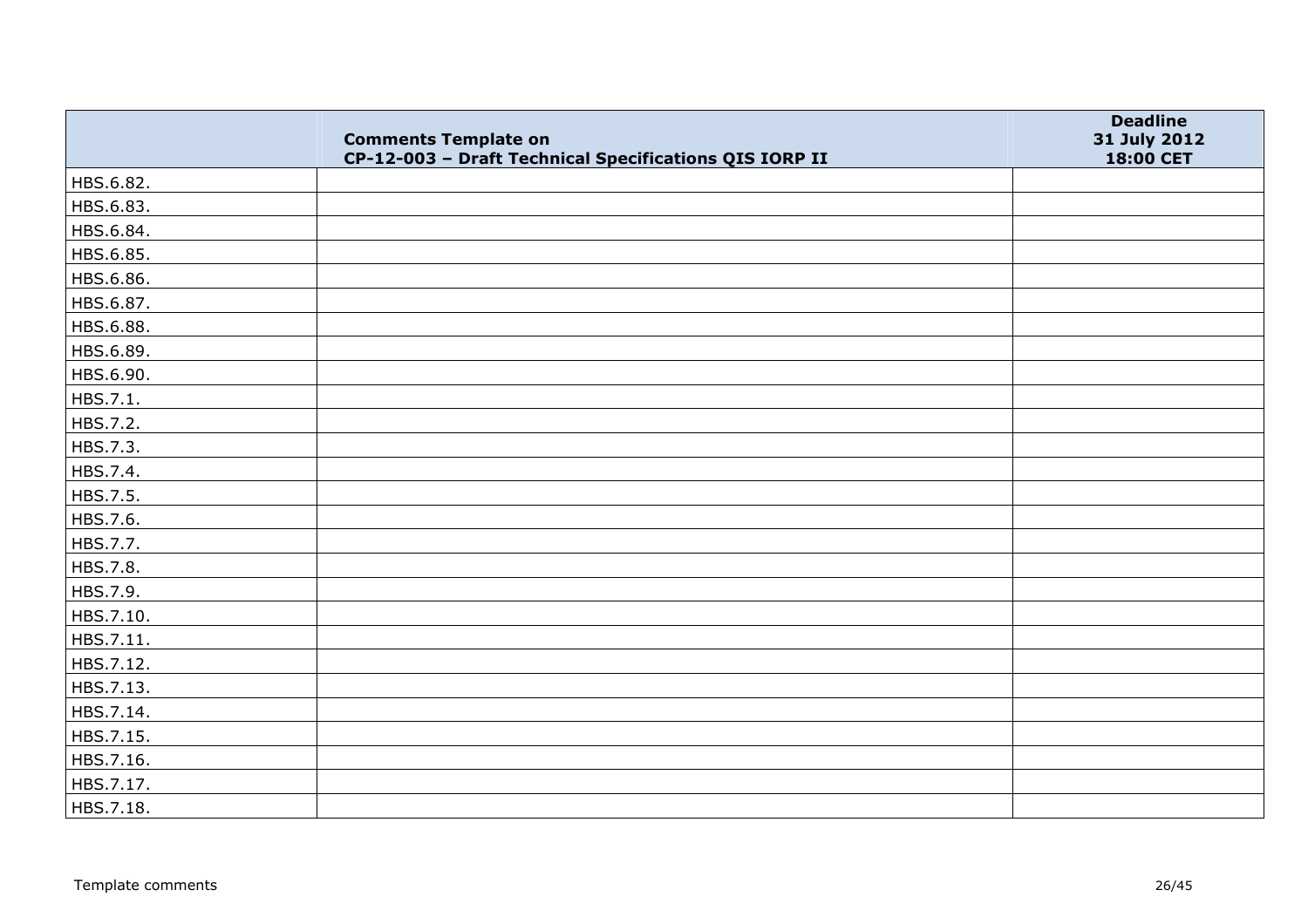| | Comments Template on CP-12-003 – Draft Technical Specifications QIS IORP II | Deadline 31 July 2012 18:00 CET |
|---|---|---|
| HBS.6.82. | | |
| HBS.6.83. | | |
| HBS.6.84. | | |
| HBS.6.85. | | |
| HBS.6.86. | | |
| HBS.6.87. | | |
| HBS.6.88. | | |
| HBS.6.89. | | |
| HBS.6.90. | | |
| HBS.7.1. | | |
| HBS.7.2. | | |
| HBS.7.3. | | |
| HBS.7.4. | | |
| HBS.7.5. | | |
| HBS.7.6. | | |
| HBS.7.7. | | |
| HBS.7.8. | | |
| HBS.7.9. | | |
| HBS.7.10. | | |
| HBS.7.11. | | |
| HBS.7.12. | | |
| HBS.7.13. | | |
| HBS.7.14. | | |
| HBS.7.15. | | |
| HBS.7.16. | | |
| HBS.7.17. | | |
| HBS.7.18. | | |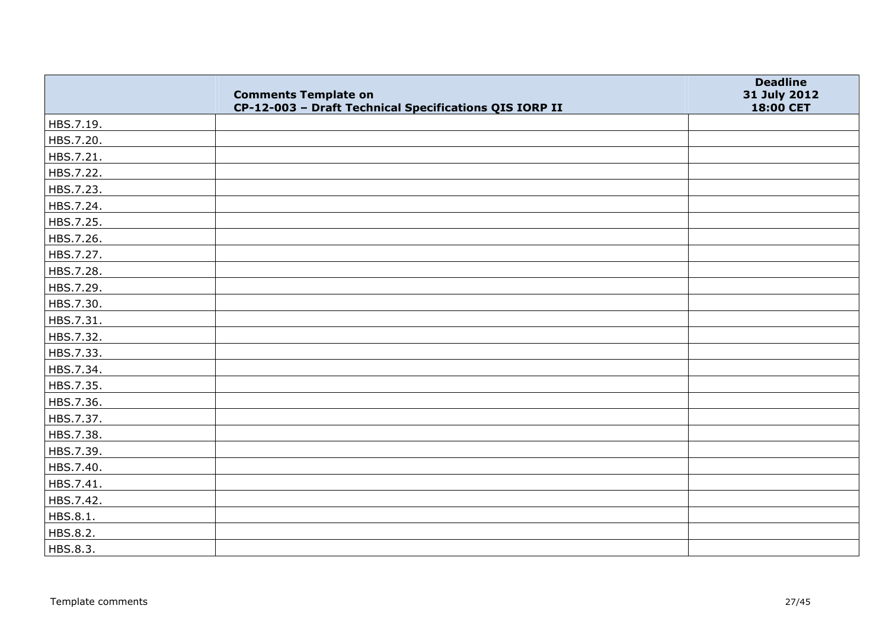|  | Comments Template on CP-12-003 – Draft Technical Specifications QIS IORP II | Deadline 31 July 2012 18:00 CET |
|---|---|---|
| HBS.7.19. |  |  |
| HBS.7.20. |  |  |
| HBS.7.21. |  |  |
| HBS.7.22. |  |  |
| HBS.7.23. |  |  |
| HBS.7.24. |  |  |
| HBS.7.25. |  |  |
| HBS.7.26. |  |  |
| HBS.7.27. |  |  |
| HBS.7.28. |  |  |
| HBS.7.29. |  |  |
| HBS.7.30. |  |  |
| HBS.7.31. |  |  |
| HBS.7.32. |  |  |
| HBS.7.33. |  |  |
| HBS.7.34. |  |  |
| HBS.7.35. |  |  |
| HBS.7.36. |  |  |
| HBS.7.37. |  |  |
| HBS.7.38. |  |  |
| HBS.7.39. |  |  |
| HBS.7.40. |  |  |
| HBS.7.41. |  |  |
| HBS.7.42. |  |  |
| HBS.8.1. |  |  |
| HBS.8.2. |  |  |
| HBS.8.3. |  |  |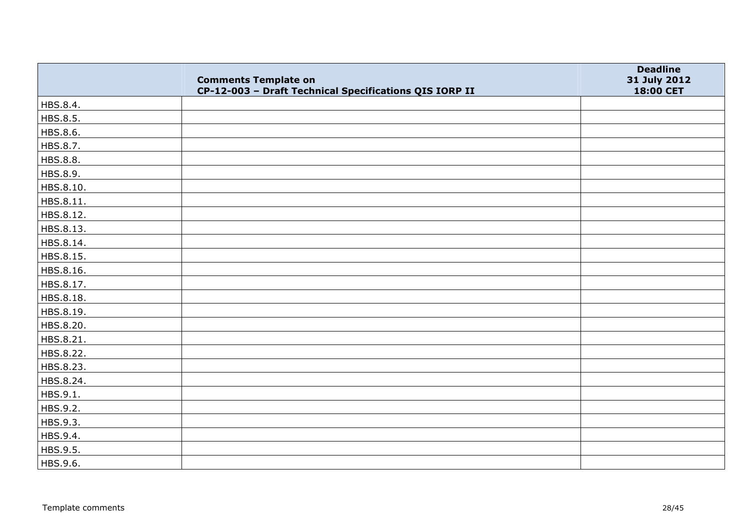| | Comments Template on CP-12-003 – Draft Technical Specifications QIS IORP II | Deadline 31 July 2012 18:00 CET |
|---|---|---|
| HBS.8.4. | | |
| HBS.8.5. | | |
| HBS.8.6. | | |
| HBS.8.7. | | |
| HBS.8.8. | | |
| HBS.8.9. | | |
| HBS.8.10. | | |
| HBS.8.11. | | |
| HBS.8.12. | | |
| HBS.8.13. | | |
| HBS.8.14. | | |
| HBS.8.15. | | |
| HBS.8.16. | | |
| HBS.8.17. | | |
| HBS.8.18. | | |
| HBS.8.19. | | |
| HBS.8.20. | | |
| HBS.8.21. | | |
| HBS.8.22. | | |
| HBS.8.23. | | |
| HBS.8.24. | | |
| HBS.9.1. | | |
| HBS.9.2. | | |
| HBS.9.3. | | |
| HBS.9.4. | | |
| HBS.9.5. | | |
| HBS.9.6. | | |

Template comments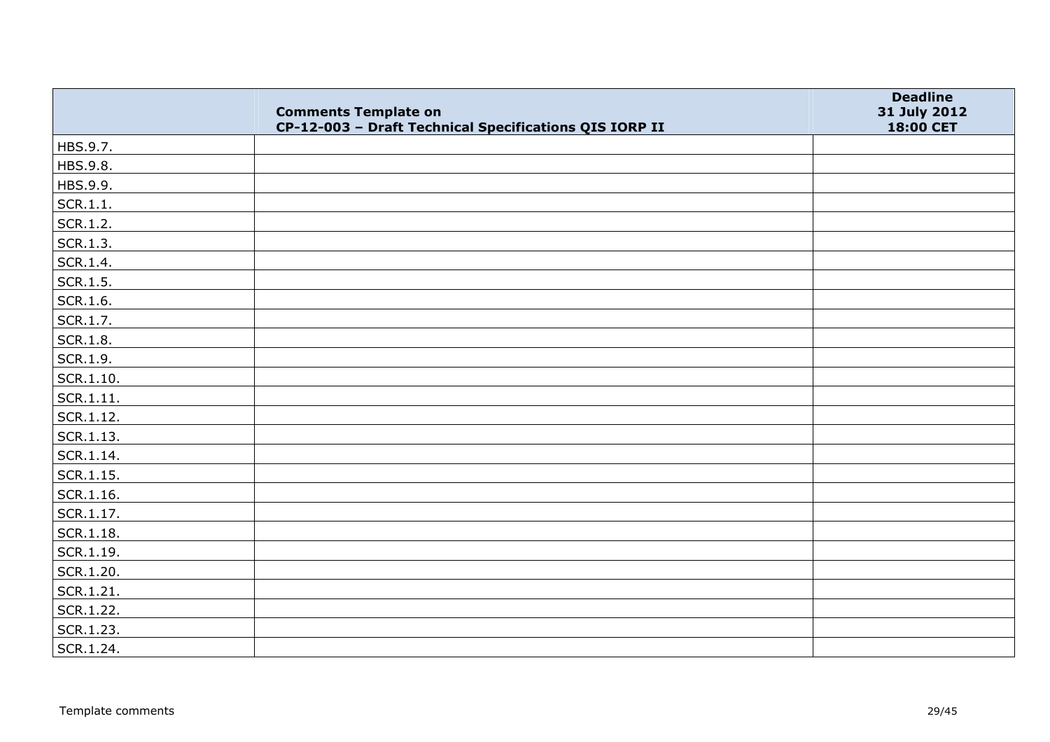| | **Comments Template on CP-12-003 – Draft Technical Specifications QIS IORP II** | **Deadline 31 July 2012 18:00 CET** |
|---|---|---|
| HBS.9.7. | | |
| HBS.9.8. | | |
| HBS.9.9. | | |
| SCR.1.1. | | |
| SCR.1.2. | | |
| SCR.1.3. | | |
| SCR.1.4. | | |
| SCR.1.5. | | |
| SCR.1.6. | | |
| SCR.1.7. | | |
| SCR.1.8. | | |
| SCR.1.9. | | |
| SCR.1.10. | | |
| SCR.1.11. | | |
| SCR.1.12. | | |
| SCR.1.13. | | |
| SCR.1.14. | | |
| SCR.1.15. | | |
| SCR.1.16. | | |
| SCR.1.17. | | |
| SCR.1.18. | | |
| SCR.1.19. | | |
| SCR.1.20. | | |
| SCR.1.21. | | |
| SCR.1.22. | | |
| SCR.1.23. | | |
| SCR.1.24. | | |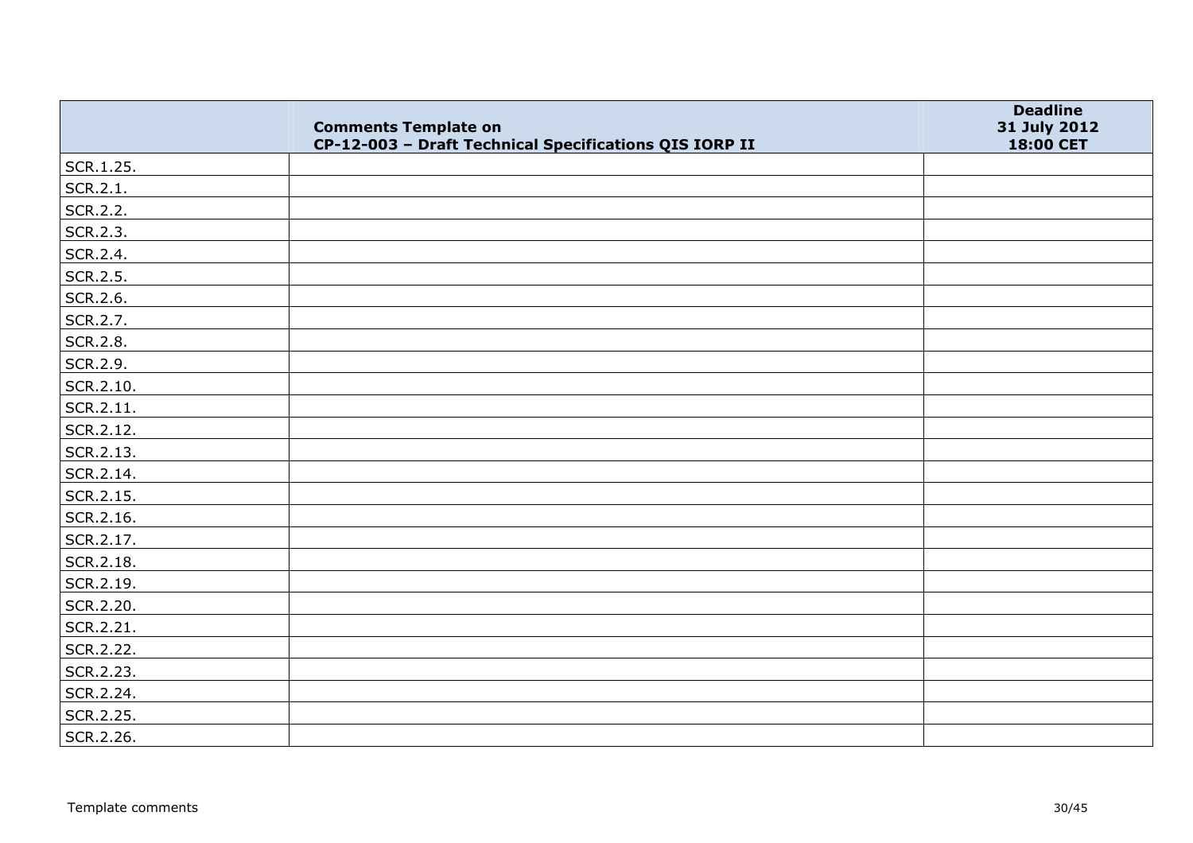| | Comments Template on CP-12-003 – Draft Technical Specifications QIS IORP II | Deadline 31 July 2012 18:00 CET |
|---|---|---|
| SCR.1.25. | | |
| SCR.2.1. | | |
| SCR.2.2. | | |
| SCR.2.3. | | |
| SCR.2.4. | | |
| SCR.2.5. | | |
| SCR.2.6. | | |
| SCR.2.7. | | |
| SCR.2.8. | | |
| SCR.2.9. | | |
| SCR.2.10. | | |
| SCR.2.11. | | |
| SCR.2.12. | | |
| SCR.2.13. | | |
| SCR.2.14. | | |
| SCR.2.15. | | |
| SCR.2.16. | | |
| SCR.2.17. | | |
| SCR.2.18. | | |
| SCR.2.19. | | |
| SCR.2.20. | | |
| SCR.2.21. | | |
| SCR.2.22. | | |
| SCR.2.23. | | |
| SCR.2.24. | | |
| SCR.2.25. | | |
| SCR.2.26. | | |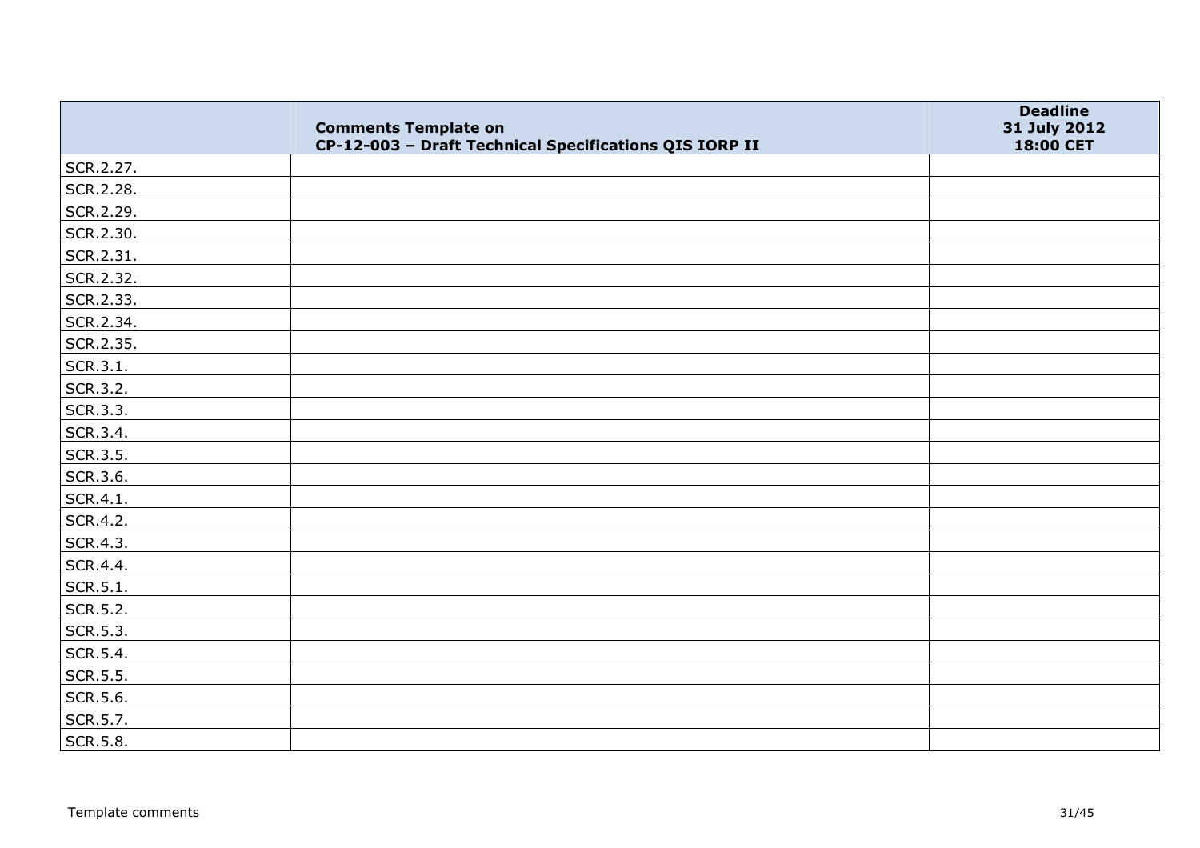| | Comments Template on<br>CP-12-003 – Draft Technical Specifications QIS IORP II | Deadline<br>31 July 2012<br>18:00 CET |
|---|---|---|
| SCR.2.27. | | |
| SCR.2.28. | | |
| SCR.2.29. | | |
| SCR.2.30. | | |
| SCR.2.31. | | |
| SCR.2.32. | | |
| SCR.2.33. | | |
| SCR.2.34. | | |
| SCR.2.35. | | |
| SCR.3.1. | | |
| SCR.3.2. | | |
| SCR.3.3. | | |
| SCR.3.4. | | |
| SCR.3.5. | | |
| SCR.3.6. | | |
| SCR.4.1. | | |
| SCR.4.2. | | |
| SCR.4.3. | | |
| SCR.4.4. | | |
| SCR.5.1. | | |
| SCR.5.2. | | |
| SCR.5.3. | | |
| SCR.5.4. | | |
| SCR.5.5. | | |
| SCR.5.6. | | |
| SCR.5.7. | | |
| SCR.5.8. | | |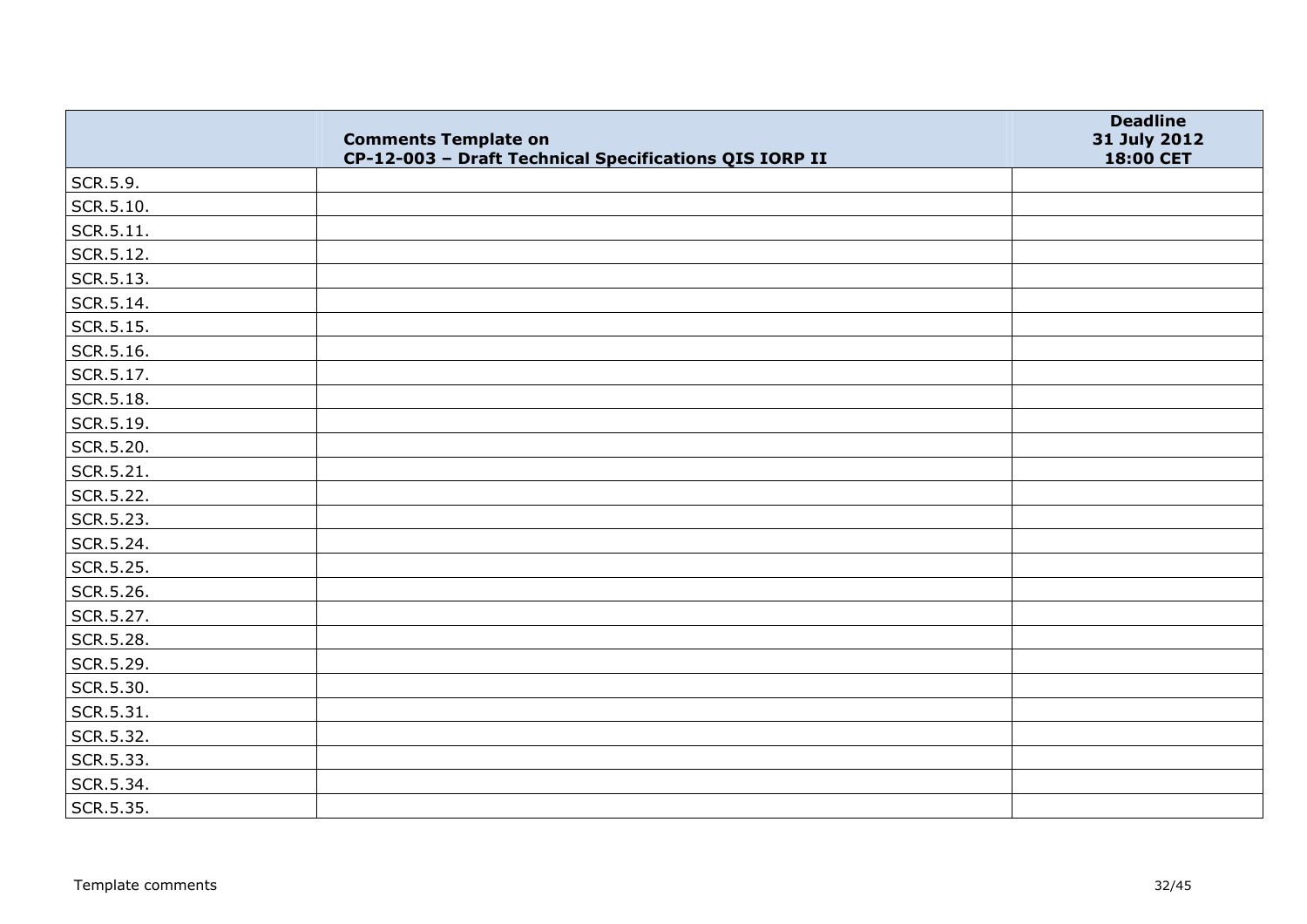| | Comments Template on CP-12-003 – Draft Technical Specifications QIS IORP II | Deadline 31 July 2012 18:00 CET |
|---|---|---|
| SCR.5.9. | | |
| SCR.5.10. | | |
| SCR.5.11. | | |
| SCR.5.12. | | |
| SCR.5.13. | | |
| SCR.5.14. | | |
| SCR.5.15. | | |
| SCR.5.16. | | |
| SCR.5.17. | | |
| SCR.5.18. | | |
| SCR.5.19. | | |
| SCR.5.20. | | |
| SCR.5.21. | | |
| SCR.5.22. | | |
| SCR.5.23. | | |
| SCR.5.24. | | |
| SCR.5.25. | | |
| SCR.5.26. | | |
| SCR.5.27. | | |
| SCR.5.28. | | |
| SCR.5.29. | | |
| SCR.5.30. | | |
| SCR.5.31. | | |
| SCR.5.32. | | |
| SCR.5.33. | | |
| SCR.5.34. | | |
| SCR.5.35. | | |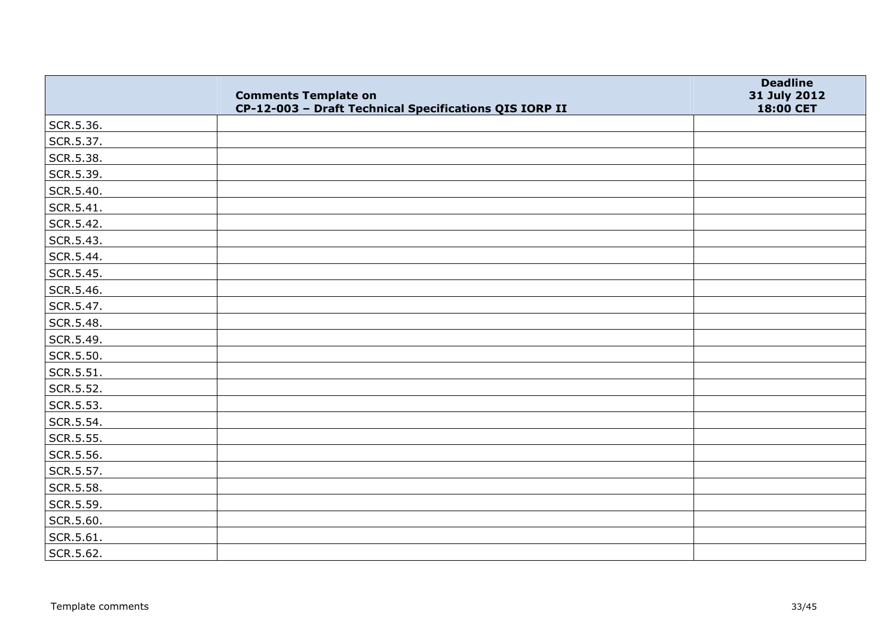| | Comments Template on CP-12-003 – Draft Technical Specifications QIS IORP II | Deadline 31 July 2012 18:00 CET |
|---|---|---|
| SCR.5.36. | | |
| SCR.5.37. | | |
| SCR.5.38. | | |
| SCR.5.39. | | |
| SCR.5.40. | | |
| SCR.5.41. | | |
| SCR.5.42. | | |
| SCR.5.43. | | |
| SCR.5.44. | | |
| SCR.5.45. | | |
| SCR.5.46. | | |
| SCR.5.47. | | |
| SCR.5.48. | | |
| SCR.5.49. | | |
| SCR.5.50. | | |
| SCR.5.51. | | |
| SCR.5.52. | | |
| SCR.5.53. | | |
| SCR.5.54. | | |
| SCR.5.55. | | |
| SCR.5.56. | | |
| SCR.5.57. | | |
| SCR.5.58. | | |
| SCR.5.59. | | |
| SCR.5.60. | | |
| SCR.5.61. | | |
| SCR.5.62. | | |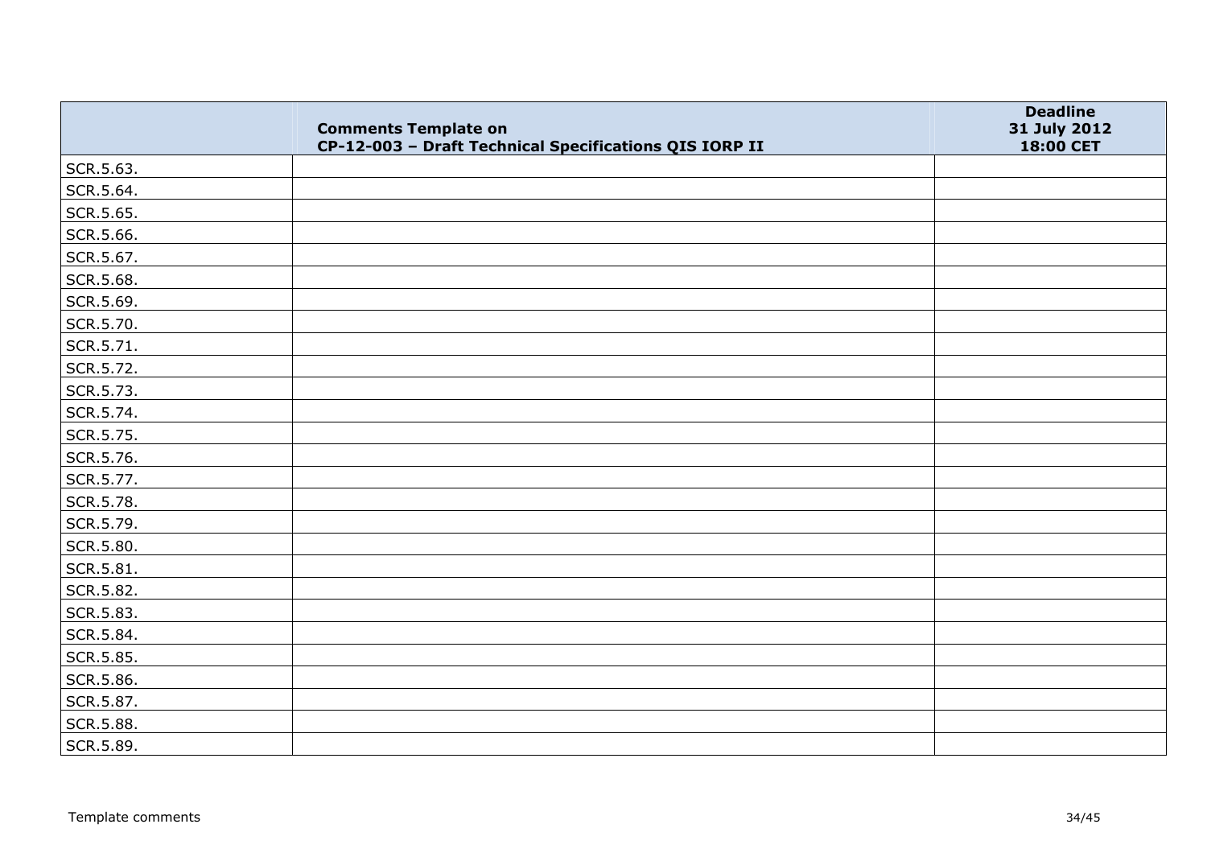|  | Comments Template on<br>CP-12-003 – Draft Technical Specifications QIS IORP II | Deadline<br>31 July 2012<br>18:00 CET |
|---|---|---|
| SCR.5.63. |  |  |
| SCR.5.64. |  |  |
| SCR.5.65. |  |  |
| SCR.5.66. |  |  |
| SCR.5.67. |  |  |
| SCR.5.68. |  |  |
| SCR.5.69. |  |  |
| SCR.5.70. |  |  |
| SCR.5.71. |  |  |
| SCR.5.72. |  |  |
| SCR.5.73. |  |  |
| SCR.5.74. |  |  |
| SCR.5.75. |  |  |
| SCR.5.76. |  |  |
| SCR.5.77. |  |  |
| SCR.5.78. |  |  |
| SCR.5.79. |  |  |
| SCR.5.80. |  |  |
| SCR.5.81. |  |  |
| SCR.5.82. |  |  |
| SCR.5.83. |  |  |
| SCR.5.84. |  |  |
| SCR.5.85. |  |  |
| SCR.5.86. |  |  |
| SCR.5.87. |  |  |
| SCR.5.88. |  |  |
| SCR.5.89. |  |  |

Template comments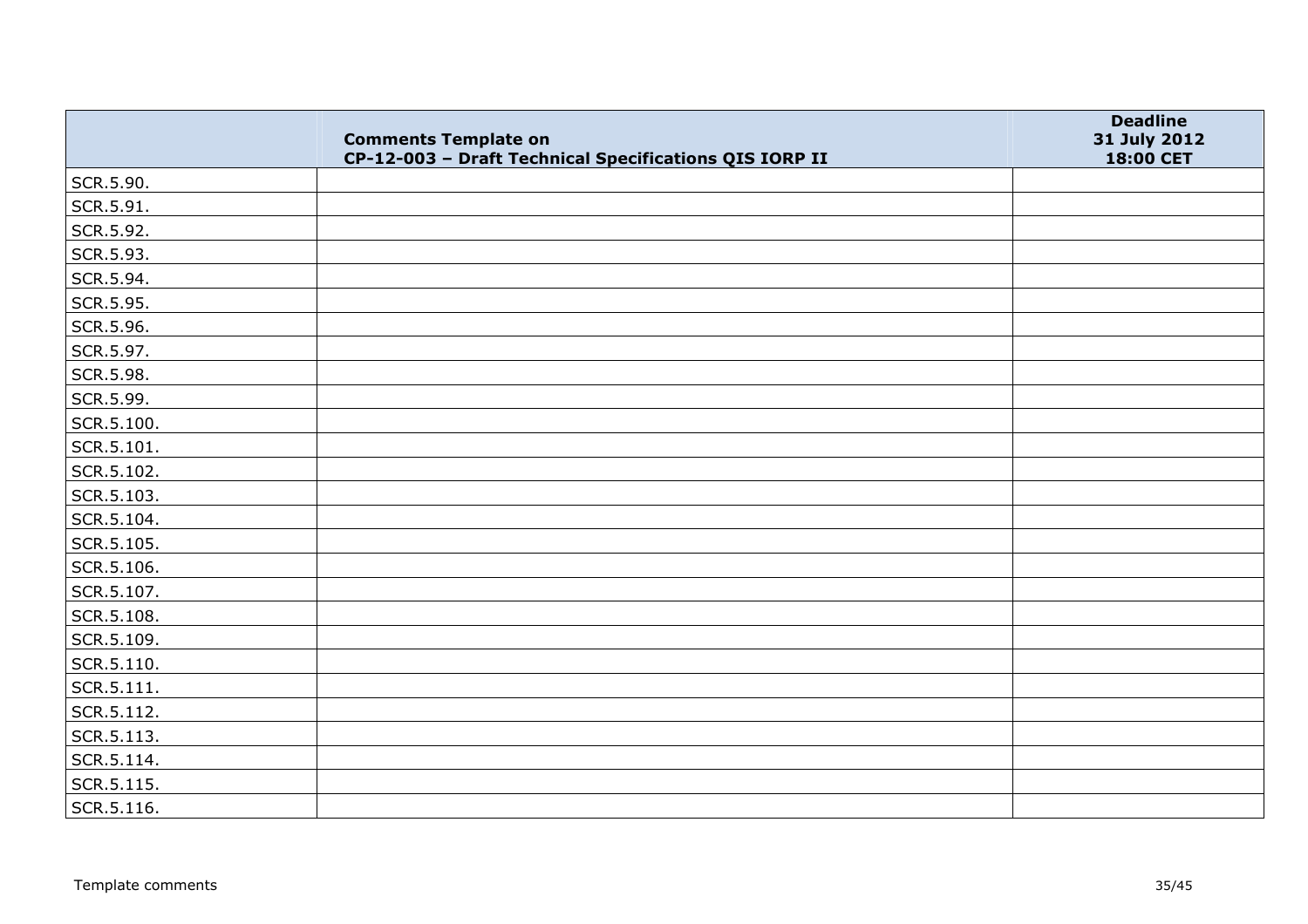| | Comments Template on CP-12-003 – Draft Technical Specifications QIS IORP II | Deadline 31 July 2012 18:00 CET |
|---|---|---|
| SCR.5.90. | | |
| SCR.5.91. | | |
| SCR.5.92. | | |
| SCR.5.93. | | |
| SCR.5.94. | | |
| SCR.5.95. | | |
| SCR.5.96. | | |
| SCR.5.97. | | |
| SCR.5.98. | | |
| SCR.5.99. | | |
| SCR.5.100. | | |
| SCR.5.101. | | |
| SCR.5.102. | | |
| SCR.5.103. | | |
| SCR.5.104. | | |
| SCR.5.105. | | |
| SCR.5.106. | | |
| SCR.5.107. | | |
| SCR.5.108. | | |
| SCR.5.109. | | |
| SCR.5.110. | | |
| SCR.5.111. | | |
| SCR.5.112. | | |
| SCR.5.113. | | |
| SCR.5.114. | | |
| SCR.5.115. | | |
| SCR.5.116. | | |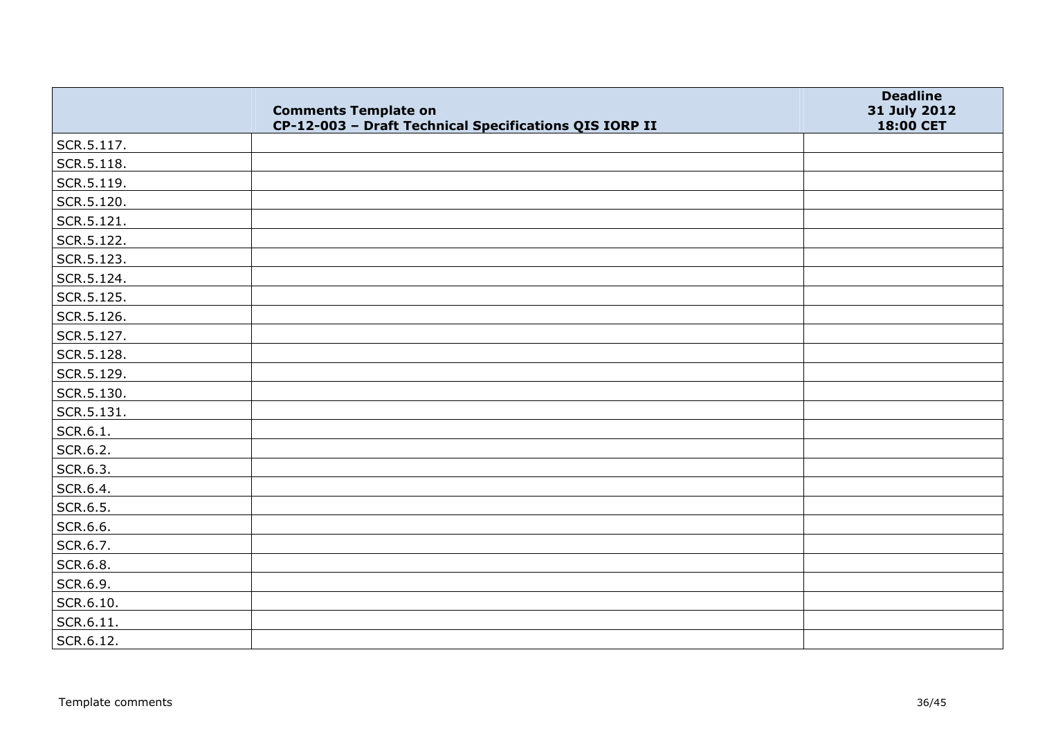| | Comments Template on CP-12-003 – Draft Technical Specifications QIS IORP II | Deadline 31 July 2012 18:00 CET |
|---|---|---|
| SCR.5.117. | | |
| SCR.5.118. | | |
| SCR.5.119. | | |
| SCR.5.120. | | |
| SCR.5.121. | | |
| SCR.5.122. | | |
| SCR.5.123. | | |
| SCR.5.124. | | |
| SCR.5.125. | | |
| SCR.5.126. | | |
| SCR.5.127. | | |
| SCR.5.128. | | |
| SCR.5.129. | | |
| SCR.5.130. | | |
| SCR.5.131. | | |
| SCR.6.1. | | |
| SCR.6.2. | | |
| SCR.6.3. | | |
| SCR.6.4. | | |
| SCR.6.5. | | |
| SCR.6.6. | | |
| SCR.6.7. | | |
| SCR.6.8. | | |
| SCR.6.9. | | |
| SCR.6.10. | | |
| SCR.6.11. | | |
| SCR.6.12. | | |

Template comments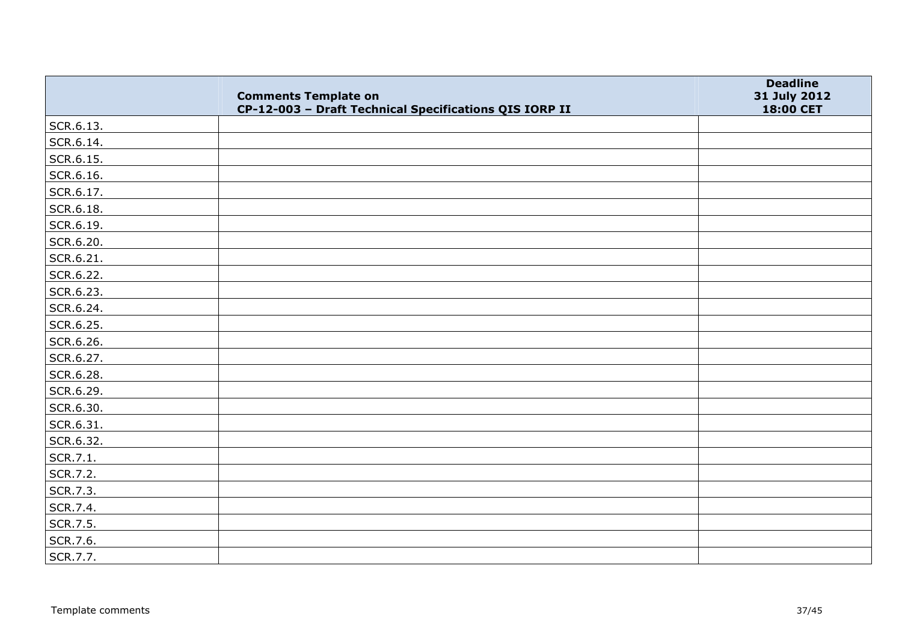| | Comments Template on CP-12-003 – Draft Technical Specifications QIS IORP II | Deadline 31 July 2012 18:00 CET |
|---|---|---|
| SCR.6.13. | | |
| SCR.6.14. | | |
| SCR.6.15. | | |
| SCR.6.16. | | |
| SCR.6.17. | | |
| SCR.6.18. | | |
| SCR.6.19. | | |
| SCR.6.20. | | |
| SCR.6.21. | | |
| SCR.6.22. | | |
| SCR.6.23. | | |
| SCR.6.24. | | |
| SCR.6.25. | | |
| SCR.6.26. | | |
| SCR.6.27. | | |
| SCR.6.28. | | |
| SCR.6.29. | | |
| SCR.6.30. | | |
| SCR.6.31. | | |
| SCR.6.32. | | |
| SCR.7.1. | | |
| SCR.7.2. | | |
| SCR.7.3. | | |
| SCR.7.4. | | |
| SCR.7.5. | | |
| SCR.7.6. | | |
| SCR.7.7. | | |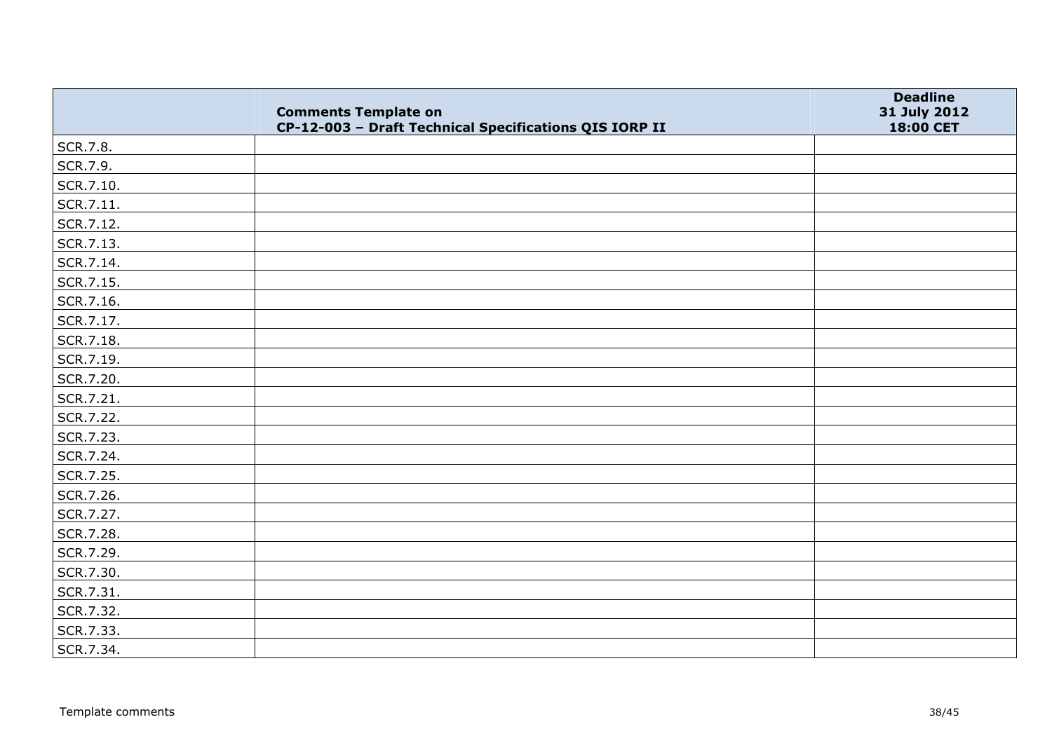|  | Comments Template on CP-12-003 – Draft Technical Specifications QIS IORP II | Deadline 31 July 2012 18:00 CET |
| --- | --- | --- |
| SCR.7.8. |  |  |
| SCR.7.9. |  |  |
| SCR.7.10. |  |  |
| SCR.7.11. |  |  |
| SCR.7.12. |  |  |
| SCR.7.13. |  |  |
| SCR.7.14. |  |  |
| SCR.7.15. |  |  |
| SCR.7.16. |  |  |
| SCR.7.17. |  |  |
| SCR.7.18. |  |  |
| SCR.7.19. |  |  |
| SCR.7.20. |  |  |
| SCR.7.21. |  |  |
| SCR.7.22. |  |  |
| SCR.7.23. |  |  |
| SCR.7.24. |  |  |
| SCR.7.25. |  |  |
| SCR.7.26. |  |  |
| SCR.7.27. |  |  |
| SCR.7.28. |  |  |
| SCR.7.29. |  |  |
| SCR.7.30. |  |  |
| SCR.7.31. |  |  |
| SCR.7.32. |  |  |
| SCR.7.33. |  |  |
| SCR.7.34. |  |  |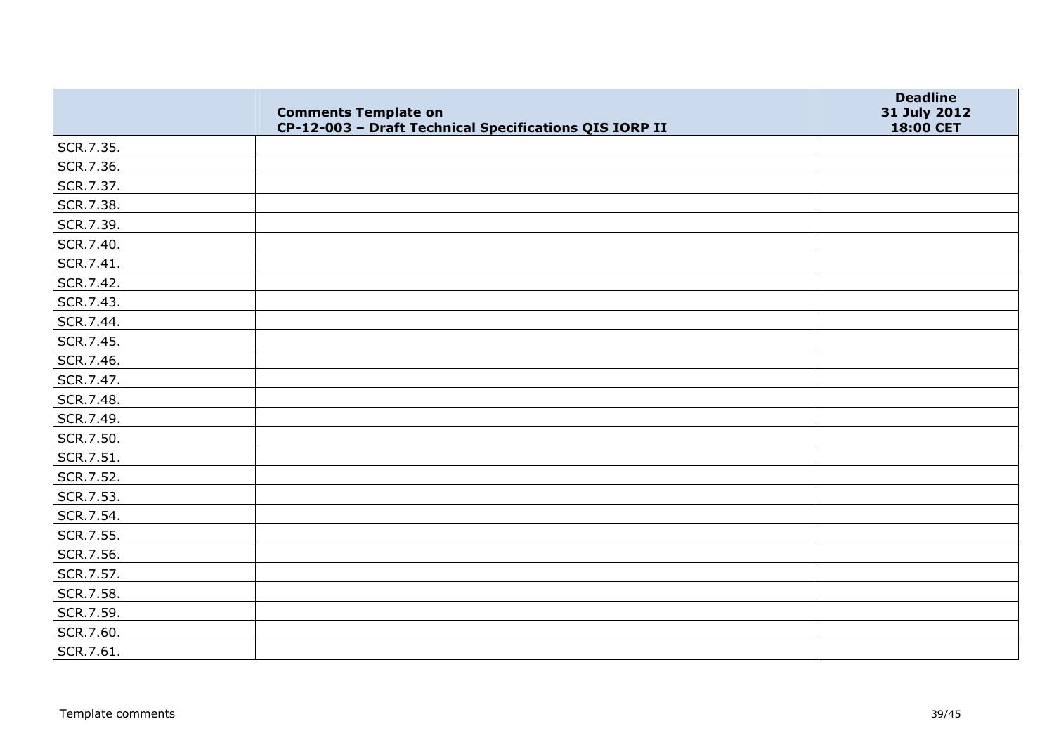| | Comments Template on CP-12-003 – Draft Technical Specifications QIS IORP II | Deadline 31 July 2012 18:00 CET |
|---|---|---|
| SCR.7.35. | | |
| SCR.7.36. | | |
| SCR.7.37. | | |
| SCR.7.38. | | |
| SCR.7.39. | | |
| SCR.7.40. | | |
| SCR.7.41. | | |
| SCR.7.42. | | |
| SCR.7.43. | | |
| SCR.7.44. | | |
| SCR.7.45. | | |
| SCR.7.46. | | |
| SCR.7.47. | | |
| SCR.7.48. | | |
| SCR.7.49. | | |
| SCR.7.50. | | |
| SCR.7.51. | | |
| SCR.7.52. | | |
| SCR.7.53. | | |
| SCR.7.54. | | |
| SCR.7.55. | | |
| SCR.7.56. | | |
| SCR.7.57. | | |
| SCR.7.58. | | |
| SCR.7.59. | | |
| SCR.7.60. | | |
| SCR.7.61. | | |

Template comments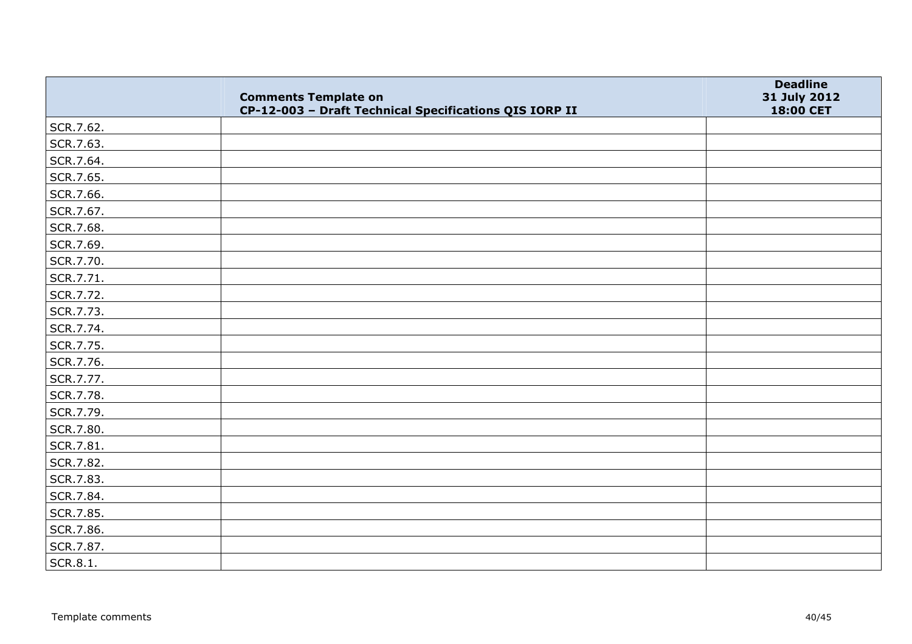| | Comments Template on CP-12-003 – Draft Technical Specifications QIS IORP II | Deadline 31 July 2012 18:00 CET |
|---|---|---|
| SCR.7.62. | | |
| SCR.7.63. | | |
| SCR.7.64. | | |
| SCR.7.65. | | |
| SCR.7.66. | | |
| SCR.7.67. | | |
| SCR.7.68. | | |
| SCR.7.69. | | |
| SCR.7.70. | | |
| SCR.7.71. | | |
| SCR.7.72. | | |
| SCR.7.73. | | |
| SCR.7.74. | | |
| SCR.7.75. | | |
| SCR.7.76. | | |
| SCR.7.77. | | |
| SCR.7.78. | | |
| SCR.7.79. | | |
| SCR.7.80. | | |
| SCR.7.81. | | |
| SCR.7.82. | | |
| SCR.7.83. | | |
| SCR.7.84. | | |
| SCR.7.85. | | |
| SCR.7.86. | | |
| SCR.7.87. | | |
| SCR.8.1. | | |

Template comments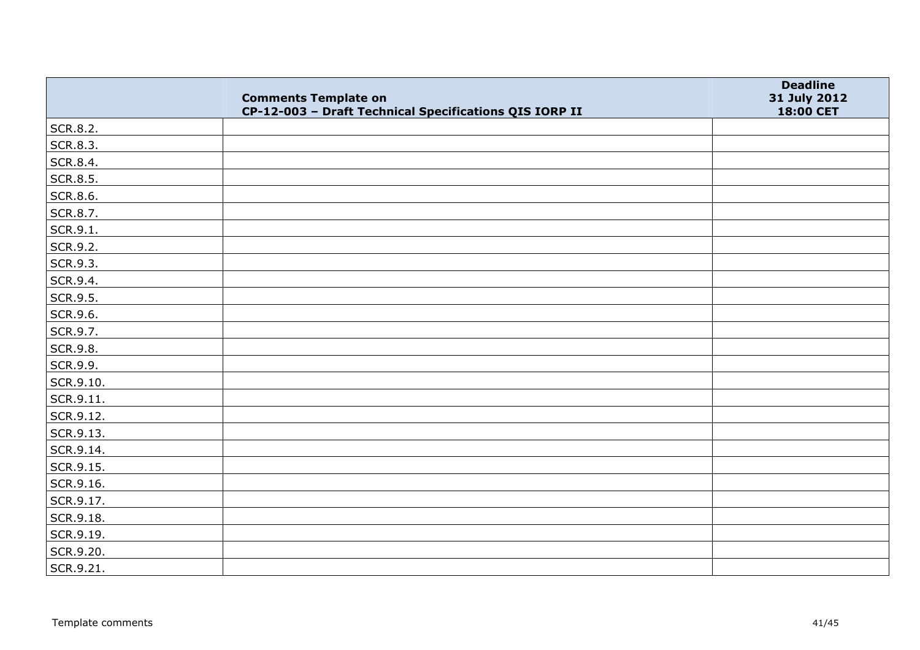| | Comments Template on CP-12-003 – Draft Technical Specifications QIS IORP II | Deadline 31 July 2012 18:00 CET |
|---|---|---|
| SCR.8.2. | | |
| SCR.8.3. | | |
| SCR.8.4. | | |
| SCR.8.5. | | |
| SCR.8.6. | | |
| SCR.8.7. | | |
| SCR.9.1. | | |
| SCR.9.2. | | |
| SCR.9.3. | | |
| SCR.9.4. | | |
| SCR.9.5. | | |
| SCR.9.6. | | |
| SCR.9.7. | | |
| SCR.9.8. | | |
| SCR.9.9. | | |
| SCR.9.10. | | |
| SCR.9.11. | | |
| SCR.9.12. | | |
| SCR.9.13. | | |
| SCR.9.14. | | |
| SCR.9.15. | | |
| SCR.9.16. | | |
| SCR.9.17. | | |
| SCR.9.18. | | |
| SCR.9.19. | | |
| SCR.9.20. | | |
| SCR.9.21. | | |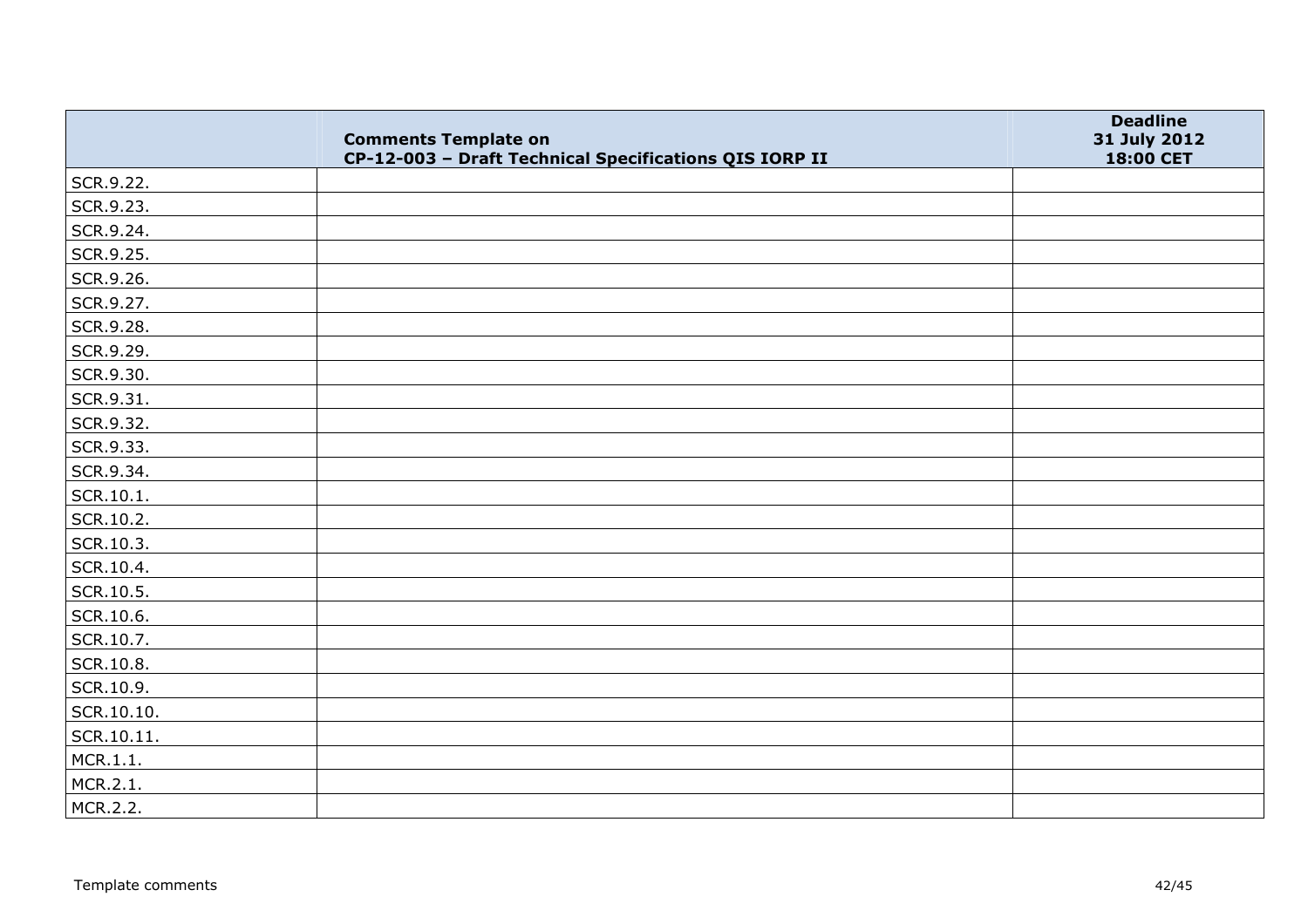| | Comments Template on CP-12-003 – Draft Technical Specifications QIS IORP II | Deadline 31 July 2012 18:00 CET |
|---|---|---|
| SCR.9.22. | | |
| SCR.9.23. | | |
| SCR.9.24. | | |
| SCR.9.25. | | |
| SCR.9.26. | | |
| SCR.9.27. | | |
| SCR.9.28. | | |
| SCR.9.29. | | |
| SCR.9.30. | | |
| SCR.9.31. | | |
| SCR.9.32. | | |
| SCR.9.33. | | |
| SCR.9.34. | | |
| SCR.10.1. | | |
| SCR.10.2. | | |
| SCR.10.3. | | |
| SCR.10.4. | | |
| SCR.10.5. | | |
| SCR.10.6. | | |
| SCR.10.7. | | |
| SCR.10.8. | | |
| SCR.10.9. | | |
| SCR.10.10. | | |
| SCR.10.11. | | |
| MCR.1.1. | | |
| MCR.2.1. | | |
| MCR.2.2. | | |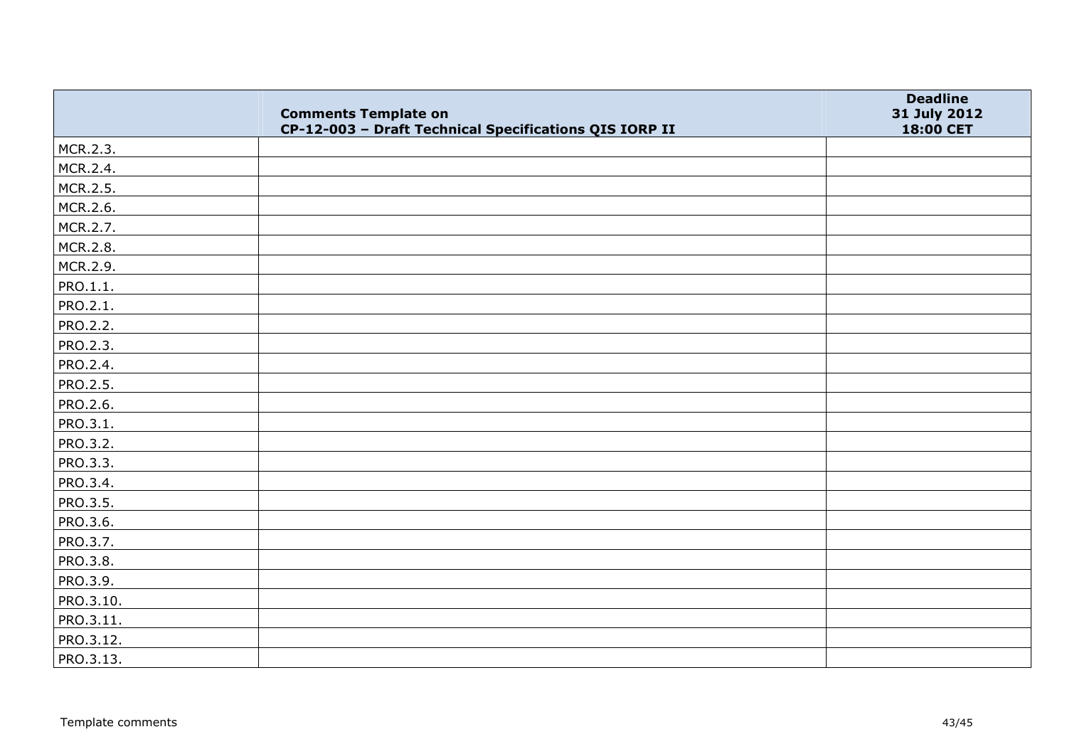|  | **Comments Template on CP-12-003 – Draft Technical Specifications QIS IORP II** | **Deadline 31 July 2012 18:00 CET** |
|---|---|---|
| MCR.2.3. | | |
| MCR.2.4. | | |
| MCR.2.5. | | |
| MCR.2.6. | | |
| MCR.2.7. | | |
| MCR.2.8. | | |
| MCR.2.9. | | |
| PRO.1.1. | | |
| PRO.2.1. | | |
| PRO.2.2. | | |
| PRO.2.3. | | |
| PRO.2.4. | | |
| PRO.2.5. | | |
| PRO.2.6. | | |
| PRO.3.1. | | |
| PRO.3.2. | | |
| PRO.3.3. | | |
| PRO.3.4. | | |
| PRO.3.5. | | |
| PRO.3.6. | | |
| PRO.3.7. | | |
| PRO.3.8. | | |
| PRO.3.9. | | |
| PRO.3.10. | | |
| PRO.3.11. | | |
| PRO.3.12. | | |
| PRO.3.13. | | |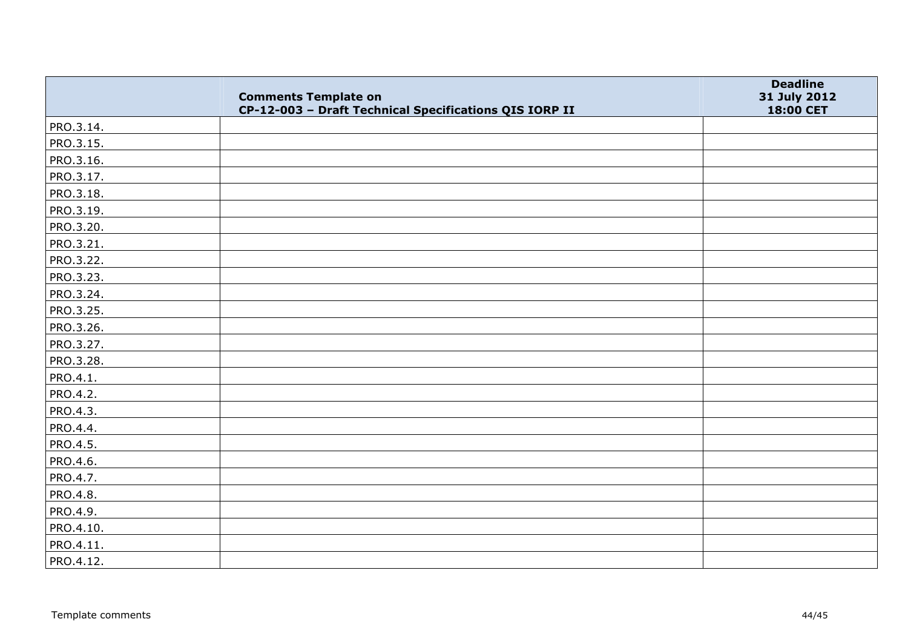| | Comments Template on CP-12-003 – Draft Technical Specifications QIS IORP II | Deadline 31 July 2012 18:00 CET |
|---|---|---|
| PRO.3.14. | | |
| PRO.3.15. | | |
| PRO.3.16. | | |
| PRO.3.17. | | |
| PRO.3.18. | | |
| PRO.3.19. | | |
| PRO.3.20. | | |
| PRO.3.21. | | |
| PRO.3.22. | | |
| PRO.3.23. | | |
| PRO.3.24. | | |
| PRO.3.25. | | |
| PRO.3.26. | | |
| PRO.3.27. | | |
| PRO.3.28. | | |
| PRO.4.1. | | |
| PRO.4.2. | | |
| PRO.4.3. | | |
| PRO.4.4. | | |
| PRO.4.5. | | |
| PRO.4.6. | | |
| PRO.4.7. | | |
| PRO.4.8. | | |
| PRO.4.9. | | |
| PRO.4.10. | | |
| PRO.4.11. | | |
| PRO.4.12. | | |

Template comments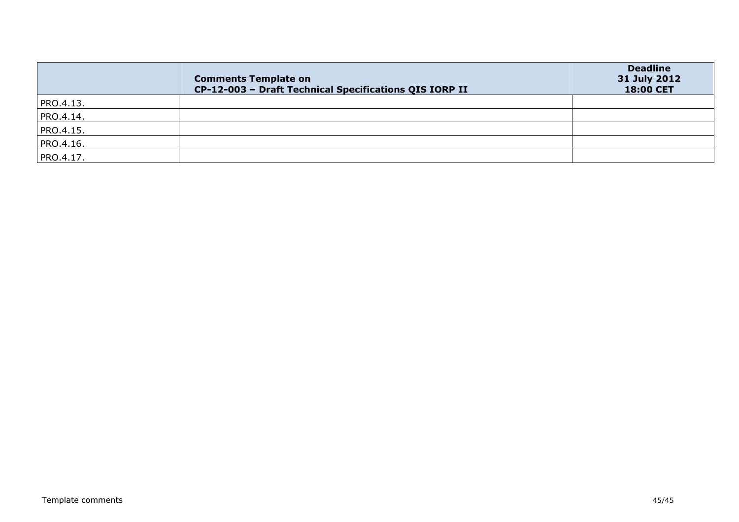| | Comments Template on CP-12-003 – Draft Technical Specifications QIS IORP II | Deadline 31 July 2012 18:00 CET |
| --- | --- | --- |
| PRO.4.13. | | |
| PRO.4.14. | | |
| PRO.4.15. | | |
| PRO.4.16. | | |
| PRO.4.17. | | |

Template comments